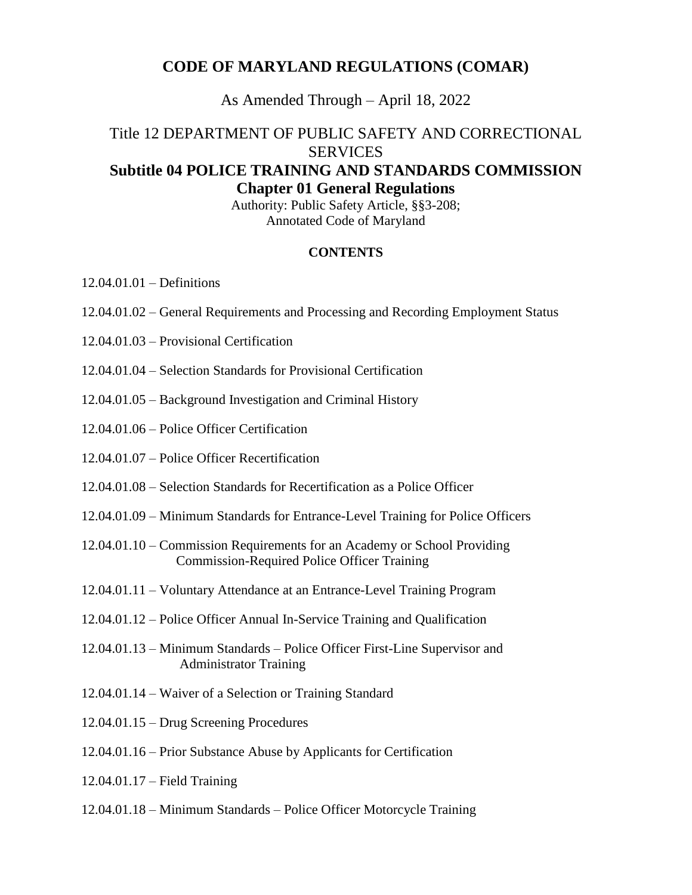# CODE OF MARYLAND REGULATIONS (COMAR)

As Amended Through – April 18, 2022

## Title 12 DEPARTMENT OF PUBLIC SAFETY AND CORRECTIONAL SERVICES

## Subtitle 04 POLICE TRAINING AND STANDARDS COMMISSION

## Chapter 01 General Regulations

Authority: Public Safety Article, §§3-208;
Annotated Code of Maryland

**CONTENTS**

12.04.01.01 – Definitions

12.04.01.02 – General Requirements and Processing and Recording Employment Status

12.04.01.03 – Provisional Certification

12.04.01.04 – Selection Standards for Provisional Certification

12.04.01.05 – Background Investigation and Criminal History

12.04.01.06 – Police Officer Certification

12.04.01.07 – Police Officer Recertification

12.04.01.08 – Selection Standards for Recertification as a Police Officer

12.04.01.09 – Minimum Standards for Entrance-Level Training for Police Officers

12.04.01.10 – Commission Requirements for an Academy or School Providing Commission-Required Police Officer Training

12.04.01.11 – Voluntary Attendance at an Entrance-Level Training Program

12.04.01.12 – Police Officer Annual In-Service Training and Qualification

12.04.01.13 – Minimum Standards – Police Officer First-Line Supervisor and Administrator Training

12.04.01.14 – Waiver of a Selection or Training Standard

12.04.01.15 – Drug Screening Procedures

12.04.01.16 – Prior Substance Abuse by Applicants for Certification

12.04.01.17 – Field Training

12.04.01.18 – Minimum Standards – Police Officer Motorcycle Training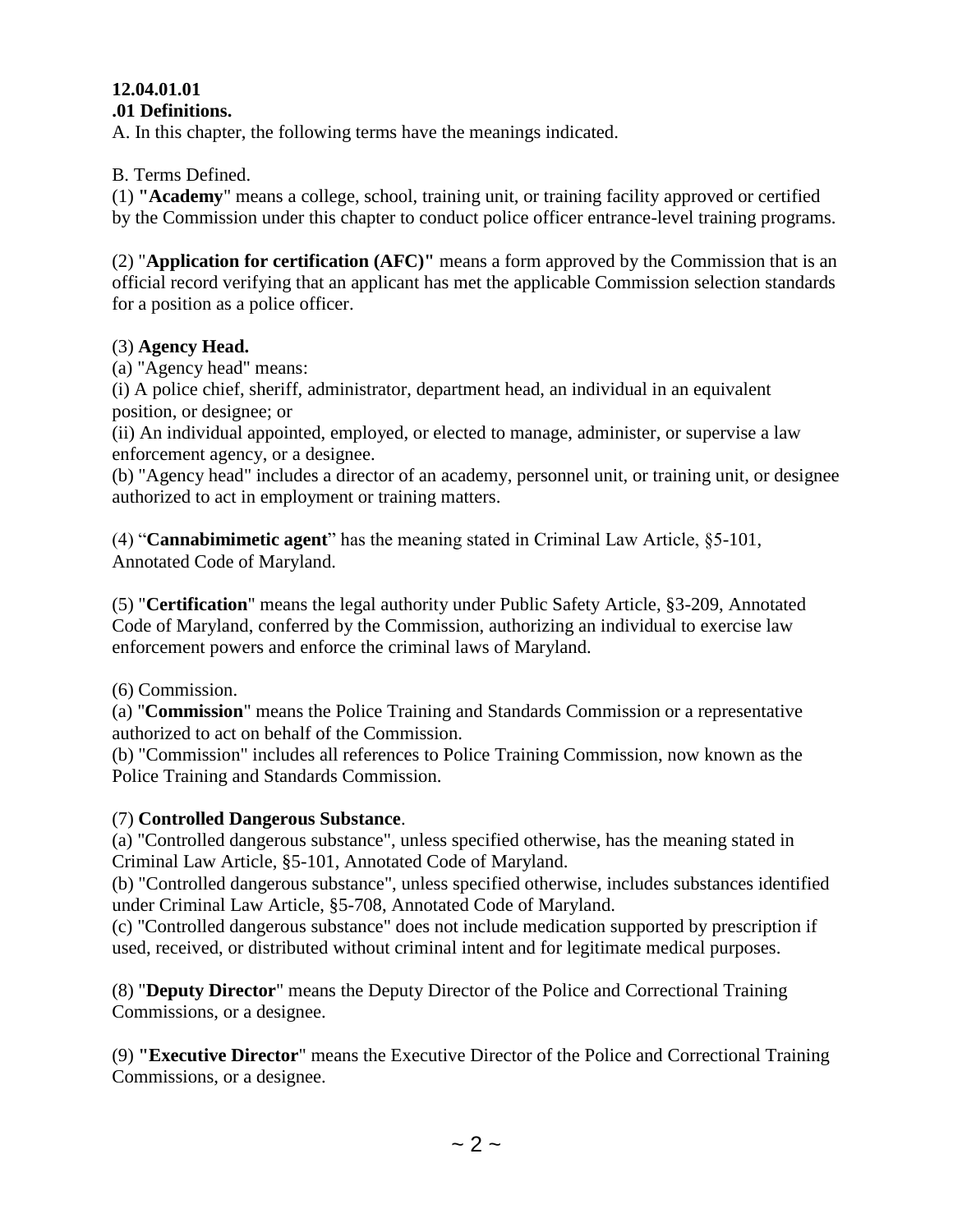**12.04.01.01**
**.01 Definitions.**

A. In this chapter, the following terms have the meanings indicated.

B. Terms Defined.

(1) **"Academy**" means a college, school, training unit, or training facility approved or certified by the Commission under this chapter to conduct police officer entrance-level training programs.

(2) "**Application for certification (AFC)"** means a form approved by the Commission that is an official record verifying that an applicant has met the applicable Commission selection standards for a position as a police officer.

(3) **Agency Head.**

(a) "Agency head" means:

(i) A police chief, sheriff, administrator, department head, an individual in an equivalent position, or designee; or

(ii) An individual appointed, employed, or elected to manage, administer, or supervise a law enforcement agency, or a designee.

(b) "Agency head" includes a director of an academy, personnel unit, or training unit, or designee authorized to act in employment or training matters.

(4) "**Cannabimimetic agent**" has the meaning stated in Criminal Law Article, §5-101, Annotated Code of Maryland.

(5) "**Certification**" means the legal authority under Public Safety Article, §3-209, Annotated Code of Maryland, conferred by the Commission, authorizing an individual to exercise law enforcement powers and enforce the criminal laws of Maryland.

(6) Commission.

(a) "**Commission**" means the Police Training and Standards Commission or a representative authorized to act on behalf of the Commission.

(b) "Commission" includes all references to Police Training Commission, now known as the Police Training and Standards Commission.

(7) **Controlled Dangerous Substance**.

(a) "Controlled dangerous substance", unless specified otherwise, has the meaning stated in Criminal Law Article, §5-101, Annotated Code of Maryland.

(b) "Controlled dangerous substance", unless specified otherwise, includes substances identified under Criminal Law Article, §5-708, Annotated Code of Maryland.

(c) "Controlled dangerous substance" does not include medication supported by prescription if used, received, or distributed without criminal intent and for legitimate medical purposes.

(8) "**Deputy Director**" means the Deputy Director of the Police and Correctional Training Commissions, or a designee.

(9) **"Executive Director**" means the Executive Director of the Police and Correctional Training Commissions, or a designee.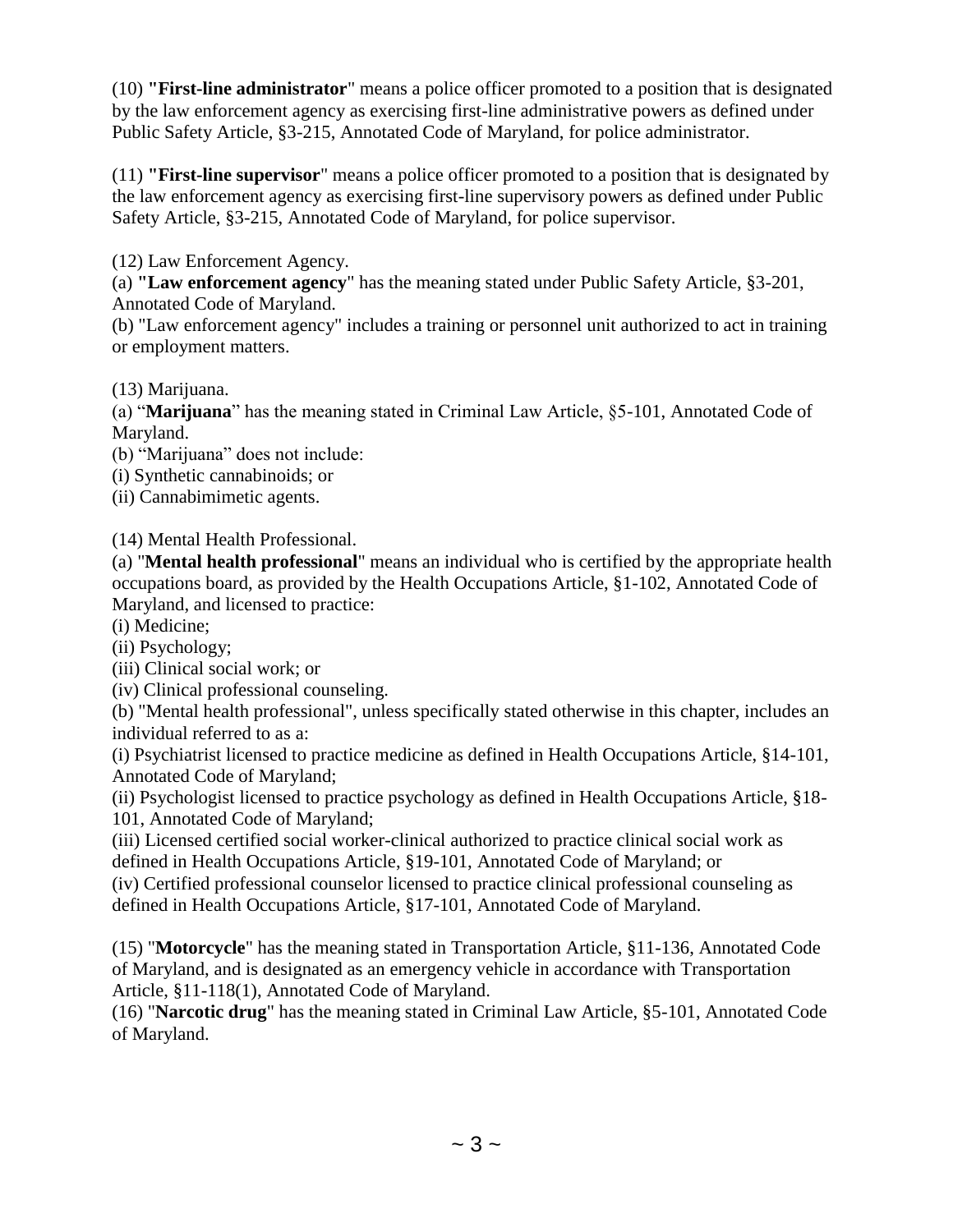(10) **"First-line administrator"** means a police officer promoted to a position that is designated by the law enforcement agency as exercising first-line administrative powers as defined under Public Safety Article, §3-215, Annotated Code of Maryland, for police administrator.

(11) **"First-line supervisor"** means a police officer promoted to a position that is designated by the law enforcement agency as exercising first-line supervisory powers as defined under Public Safety Article, §3-215, Annotated Code of Maryland, for police supervisor.

(12) Law Enforcement Agency.
(a) **"Law enforcement agency"** has the meaning stated under Public Safety Article, §3-201, Annotated Code of Maryland.
(b) "Law enforcement agency" includes a training or personnel unit authorized to act in training or employment matters.

(13) Marijuana.
(a) "**Marijuana**" has the meaning stated in Criminal Law Article, §5-101, Annotated Code of Maryland.
(b) "Marijuana" does not include:
(i) Synthetic cannabinoids; or
(ii) Cannabimimetic agents.

(14) Mental Health Professional.
(a) "**Mental health professional**" means an individual who is certified by the appropriate health occupations board, as provided by the Health Occupations Article, §1-102, Annotated Code of Maryland, and licensed to practice:
(i) Medicine;
(ii) Psychology;
(iii) Clinical social work; or
(iv) Clinical professional counseling.
(b) "Mental health professional", unless specifically stated otherwise in this chapter, includes an individual referred to as a:
(i) Psychiatrist licensed to practice medicine as defined in Health Occupations Article, §14-101, Annotated Code of Maryland;
(ii) Psychologist licensed to practice psychology as defined in Health Occupations Article, §18-101, Annotated Code of Maryland;
(iii) Licensed certified social worker-clinical authorized to practice clinical social work as defined in Health Occupations Article, §19-101, Annotated Code of Maryland; or
(iv) Certified professional counselor licensed to practice clinical professional counseling as defined in Health Occupations Article, §17-101, Annotated Code of Maryland.

(15) "**Motorcycle**" has the meaning stated in Transportation Article, §11-136, Annotated Code of Maryland, and is designated as an emergency vehicle in accordance with Transportation Article, §11-118(1), Annotated Code of Maryland.
(16) "**Narcotic drug**" has the meaning stated in Criminal Law Article, §5-101, Annotated Code of Maryland.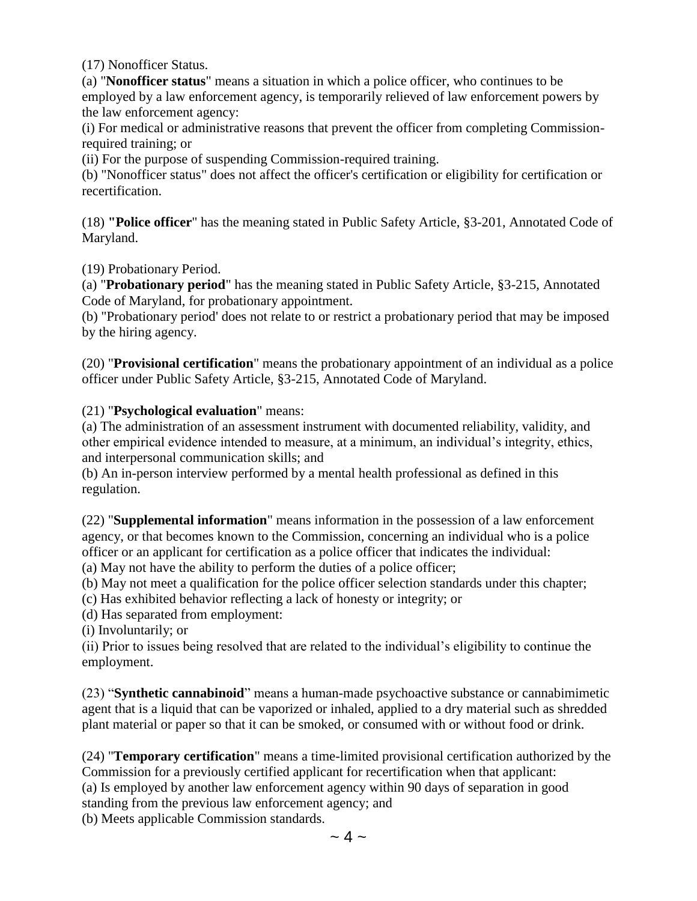(17) Nonofficer Status.

(a) "**Nonofficer status**" means a situation in which a police officer, who continues to be employed by a law enforcement agency, is temporarily relieved of law enforcement powers by the law enforcement agency:

(i) For medical or administrative reasons that prevent the officer from completing Commission-required training; or

(ii) For the purpose of suspending Commission-required training.

(b) "Nonofficer status" does not affect the officer's certification or eligibility for certification or recertification.

(18) **"Police officer**" has the meaning stated in Public Safety Article, §3-201, Annotated Code of Maryland.

(19) Probationary Period.

(a) "**Probationary period**" has the meaning stated in Public Safety Article, §3-215, Annotated Code of Maryland, for probationary appointment.

(b) "Probationary period' does not relate to or restrict a probationary period that may be imposed by the hiring agency.

(20) "**Provisional certification**" means the probationary appointment of an individual as a police officer under Public Safety Article, §3-215, Annotated Code of Maryland.

(21) "**Psychological evaluation**" means:

(a) The administration of an assessment instrument with documented reliability, validity, and other empirical evidence intended to measure, at a minimum, an individual's integrity, ethics, and interpersonal communication skills; and

(b) An in-person interview performed by a mental health professional as defined in this regulation.

(22) "**Supplemental information**" means information in the possession of a law enforcement agency, or that becomes known to the Commission, concerning an individual who is a police officer or an applicant for certification as a police officer that indicates the individual:

(a) May not have the ability to perform the duties of a police officer;

(b) May not meet a qualification for the police officer selection standards under this chapter;

(c) Has exhibited behavior reflecting a lack of honesty or integrity; or

(d) Has separated from employment:

(i) Involuntarily; or

(ii) Prior to issues being resolved that are related to the individual's eligibility to continue the employment.

(23) "**Synthetic cannabinoid**" means a human-made psychoactive substance or cannabimimetic agent that is a liquid that can be vaporized or inhaled, applied to a dry material such as shredded plant material or paper so that it can be smoked, or consumed with or without food or drink.

(24) "**Temporary certification**" means a time-limited provisional certification authorized by the Commission for a previously certified applicant for recertification when that applicant:

(a) Is employed by another law enforcement agency within 90 days of separation in good standing from the previous law enforcement agency; and

(b) Meets applicable Commission standards.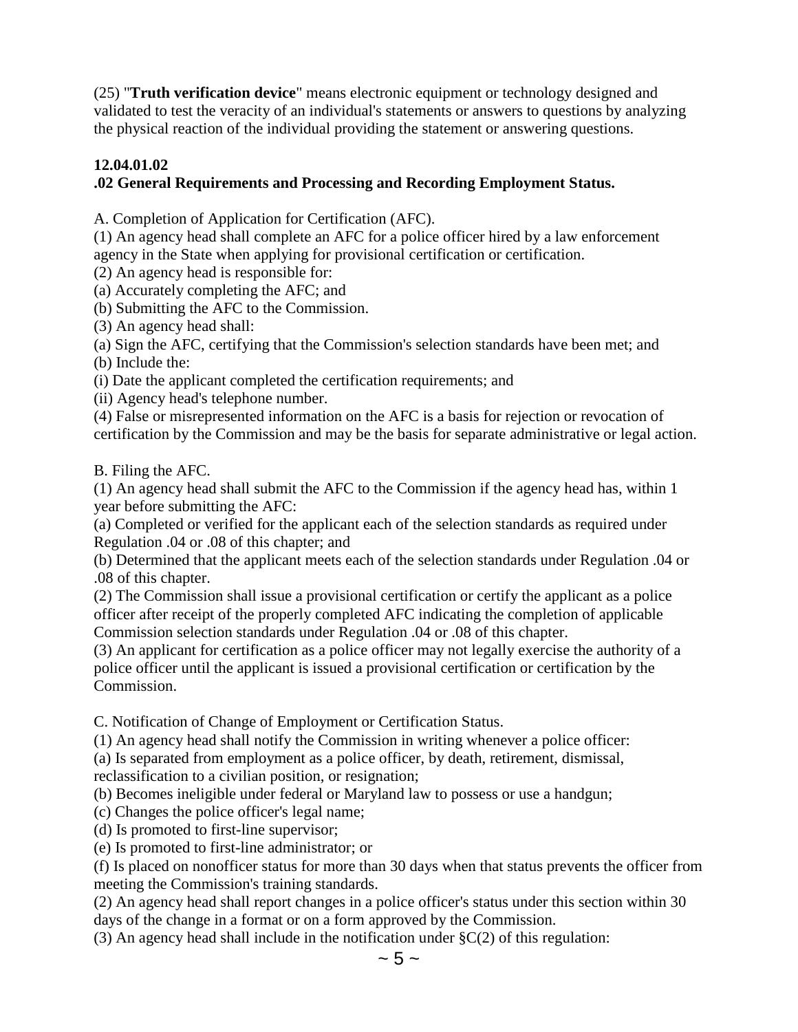(25) "**Truth verification device**" means electronic equipment or technology designed and validated to test the veracity of an individual's statements or answers to questions by analyzing the physical reaction of the individual providing the statement or answering questions.

**12.04.01.02**
**.02 General Requirements and Processing and Recording Employment Status.**

A. Completion of Application for Certification (AFC).
(1) An agency head shall complete an AFC for a police officer hired by a law enforcement agency in the State when applying for provisional certification or certification.
(2) An agency head is responsible for:
(a) Accurately completing the AFC; and
(b) Submitting the AFC to the Commission.
(3) An agency head shall:
(a) Sign the AFC, certifying that the Commission's selection standards have been met; and
(b) Include the:
(i) Date the applicant completed the certification requirements; and
(ii) Agency head's telephone number.
(4) False or misrepresented information on the AFC is a basis for rejection or revocation of certification by the Commission and may be the basis for separate administrative or legal action.

B. Filing the AFC.
(1) An agency head shall submit the AFC to the Commission if the agency head has, within 1 year before submitting the AFC:
(a) Completed or verified for the applicant each of the selection standards as required under Regulation .04 or .08 of this chapter; and
(b) Determined that the applicant meets each of the selection standards under Regulation .04 or .08 of this chapter.
(2) The Commission shall issue a provisional certification or certify the applicant as a police officer after receipt of the properly completed AFC indicating the completion of applicable Commission selection standards under Regulation .04 or .08 of this chapter.
(3) An applicant for certification as a police officer may not legally exercise the authority of a police officer until the applicant is issued a provisional certification or certification by the Commission.

C. Notification of Change of Employment or Certification Status.
(1) An agency head shall notify the Commission in writing whenever a police officer:
(a) Is separated from employment as a police officer, by death, retirement, dismissal, reclassification to a civilian position, or resignation;
(b) Becomes ineligible under federal or Maryland law to possess or use a handgun;
(c) Changes the police officer's legal name;
(d) Is promoted to first-line supervisor;
(e) Is promoted to first-line administrator; or
(f) Is placed on nonofficer status for more than 30 days when that status prevents the officer from meeting the Commission's training standards.
(2) An agency head shall report changes in a police officer's status under this section within 30 days of the change in a format or on a form approved by the Commission.
(3) An agency head shall include in the notification under §C(2) of this regulation: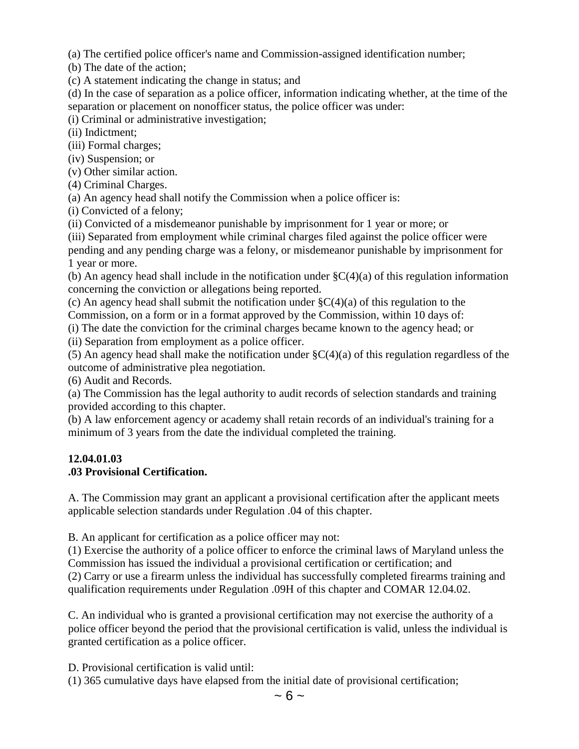(a) The certified police officer's name and Commission-assigned identification number;

(b) The date of the action;

(c) A statement indicating the change in status; and

(d) In the case of separation as a police officer, information indicating whether, at the time of the separation or placement on nonofficer status, the police officer was under:

(i) Criminal or administrative investigation;

(ii) Indictment;

(iii) Formal charges;

(iv) Suspension; or

(v) Other similar action.

(4) Criminal Charges.

(a) An agency head shall notify the Commission when a police officer is:

(i) Convicted of a felony;

(ii) Convicted of a misdemeanor punishable by imprisonment for 1 year or more; or

(iii) Separated from employment while criminal charges filed against the police officer were pending and any pending charge was a felony, or misdemeanor punishable by imprisonment for 1 year or more.

(b) An agency head shall include in the notification under §C(4)(a) of this regulation information concerning the conviction or allegations being reported.

(c) An agency head shall submit the notification under §C(4)(a) of this regulation to the Commission, on a form or in a format approved by the Commission, within 10 days of:

(i) The date the conviction for the criminal charges became known to the agency head; or

(ii) Separation from employment as a police officer.

(5) An agency head shall make the notification under §C(4)(a) of this regulation regardless of the outcome of administrative plea negotiation.

(6) Audit and Records.

(a) The Commission has the legal authority to audit records of selection standards and training provided according to this chapter.

(b) A law enforcement agency or academy shall retain records of an individual's training for a minimum of 3 years from the date the individual completed the training.

**12.04.01.03**
**.03 Provisional Certification.**

A. The Commission may grant an applicant a provisional certification after the applicant meets applicable selection standards under Regulation .04 of this chapter.

B. An applicant for certification as a police officer may not:

(1) Exercise the authority of a police officer to enforce the criminal laws of Maryland unless the Commission has issued the individual a provisional certification or certification; and

(2) Carry or use a firearm unless the individual has successfully completed firearms training and qualification requirements under Regulation .09H of this chapter and COMAR 12.04.02.

C. An individual who is granted a provisional certification may not exercise the authority of a police officer beyond the period that the provisional certification is valid, unless the individual is granted certification as a police officer.

D. Provisional certification is valid until:

(1) 365 cumulative days have elapsed from the initial date of provisional certification;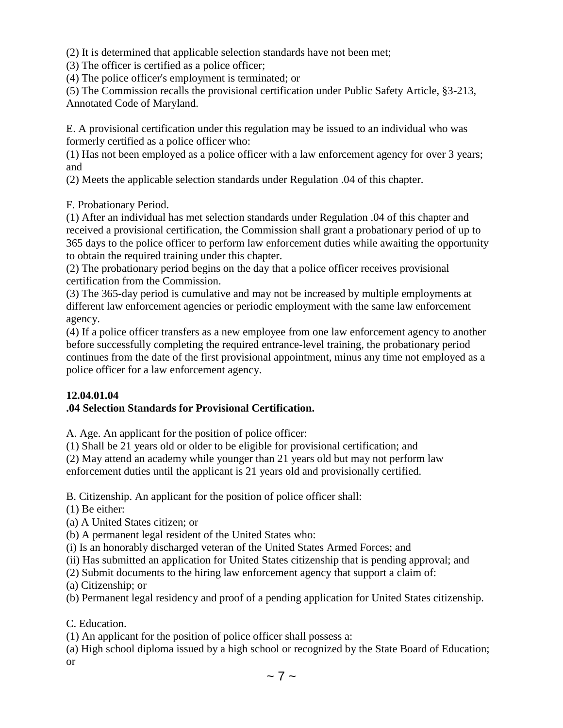(2) It is determined that applicable selection standards have not been met;
(3) The officer is certified as a police officer;
(4) The police officer's employment is terminated; or
(5) The Commission recalls the provisional certification under Public Safety Article, §3-213, Annotated Code of Maryland.

E. A provisional certification under this regulation may be issued to an individual who was formerly certified as a police officer who:
(1) Has not been employed as a police officer with a law enforcement agency for over 3 years; and
(2) Meets the applicable selection standards under Regulation .04 of this chapter.

F. Probationary Period.
(1) After an individual has met selection standards under Regulation .04 of this chapter and received a provisional certification, the Commission shall grant a probationary period of up to 365 days to the police officer to perform law enforcement duties while awaiting the opportunity to obtain the required training under this chapter.
(2) The probationary period begins on the day that a police officer receives provisional certification from the Commission.
(3) The 365-day period is cumulative and may not be increased by multiple employments at different law enforcement agencies or periodic employment with the same law enforcement agency.
(4) If a police officer transfers as a new employee from one law enforcement agency to another before successfully completing the required entrance-level training, the probationary period continues from the date of the first provisional appointment, minus any time not employed as a police officer for a law enforcement agency.

**12.04.01.04**
**.04 Selection Standards for Provisional Certification.**

A. Age. An applicant for the position of police officer:
(1) Shall be 21 years old or older to be eligible for provisional certification; and
(2) May attend an academy while younger than 21 years old but may not perform law enforcement duties until the applicant is 21 years old and provisionally certified.

B. Citizenship. An applicant for the position of police officer shall:
(1) Be either:
(a) A United States citizen; or
(b) A permanent legal resident of the United States who:
(i) Is an honorably discharged veteran of the United States Armed Forces; and
(ii) Has submitted an application for United States citizenship that is pending approval; and
(2) Submit documents to the hiring law enforcement agency that support a claim of:
(a) Citizenship; or
(b) Permanent legal residency and proof of a pending application for United States citizenship.

C. Education.
(1) An applicant for the position of police officer shall possess a:
(a) High school diploma issued by a high school or recognized by the State Board of Education; or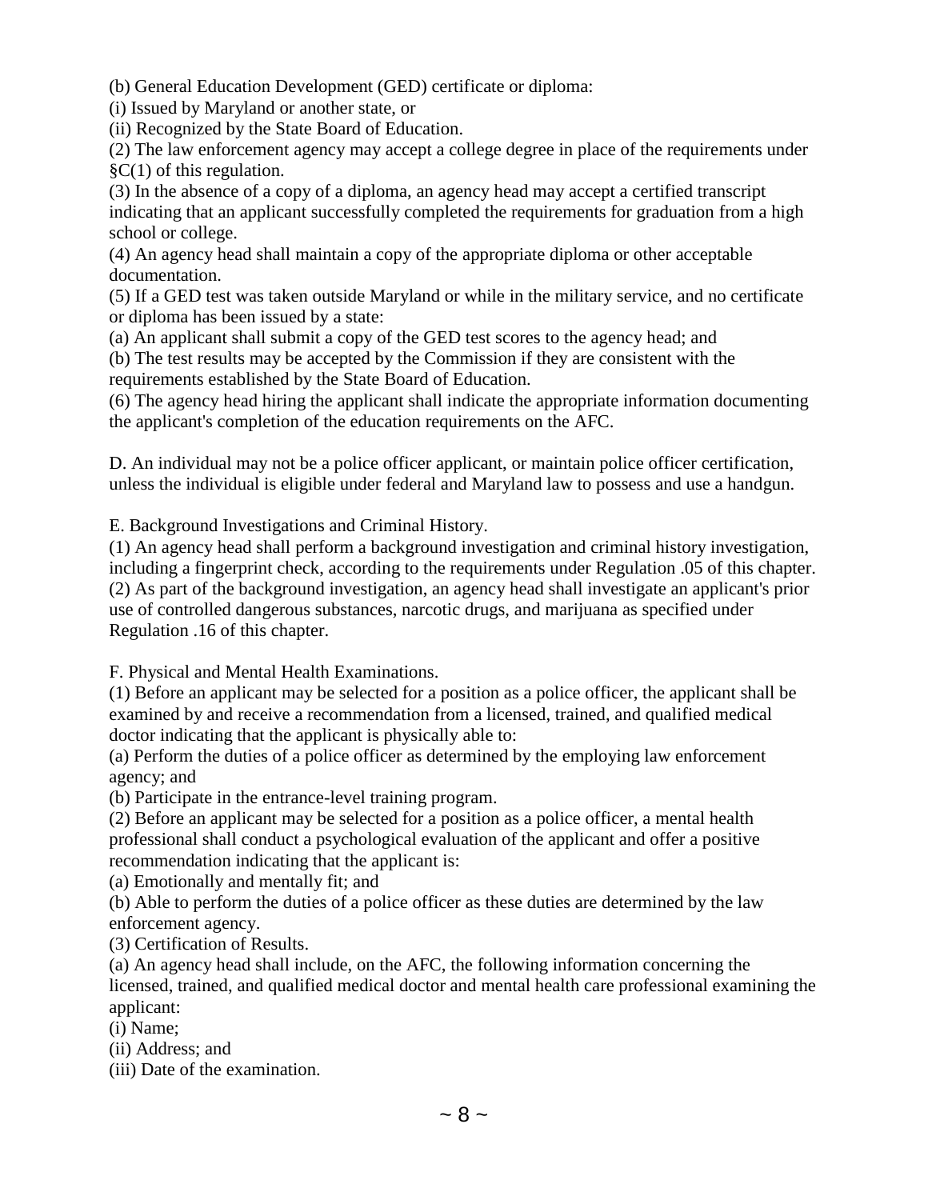(b) General Education Development (GED) certificate or diploma:

(i) Issued by Maryland or another state, or

(ii) Recognized by the State Board of Education.

(2) The law enforcement agency may accept a college degree in place of the requirements under §C(1) of this regulation.

(3) In the absence of a copy of a diploma, an agency head may accept a certified transcript indicating that an applicant successfully completed the requirements for graduation from a high school or college.

(4) An agency head shall maintain a copy of the appropriate diploma or other acceptable documentation.

(5) If a GED test was taken outside Maryland or while in the military service, and no certificate or diploma has been issued by a state:

(a) An applicant shall submit a copy of the GED test scores to the agency head; and

(b) The test results may be accepted by the Commission if they are consistent with the requirements established by the State Board of Education.

(6) The agency head hiring the applicant shall indicate the appropriate information documenting the applicant's completion of the education requirements on the AFC.

D. An individual may not be a police officer applicant, or maintain police officer certification, unless the individual is eligible under federal and Maryland law to possess and use a handgun.

E. Background Investigations and Criminal History.

(1) An agency head shall perform a background investigation and criminal history investigation, including a fingerprint check, according to the requirements under Regulation .05 of this chapter.

(2) As part of the background investigation, an agency head shall investigate an applicant's prior use of controlled dangerous substances, narcotic drugs, and marijuana as specified under Regulation .16 of this chapter.

F. Physical and Mental Health Examinations.

(1) Before an applicant may be selected for a position as a police officer, the applicant shall be examined by and receive a recommendation from a licensed, trained, and qualified medical doctor indicating that the applicant is physically able to:

(a) Perform the duties of a police officer as determined by the employing law enforcement agency; and

(b) Participate in the entrance-level training program.

(2) Before an applicant may be selected for a position as a police officer, a mental health professional shall conduct a psychological evaluation of the applicant and offer a positive recommendation indicating that the applicant is:

(a) Emotionally and mentally fit; and

(b) Able to perform the duties of a police officer as these duties are determined by the law enforcement agency.

(3) Certification of Results.

(a) An agency head shall include, on the AFC, the following information concerning the licensed, trained, and qualified medical doctor and mental health care professional examining the applicant:

(i) Name;

(ii) Address; and

(iii) Date of the examination.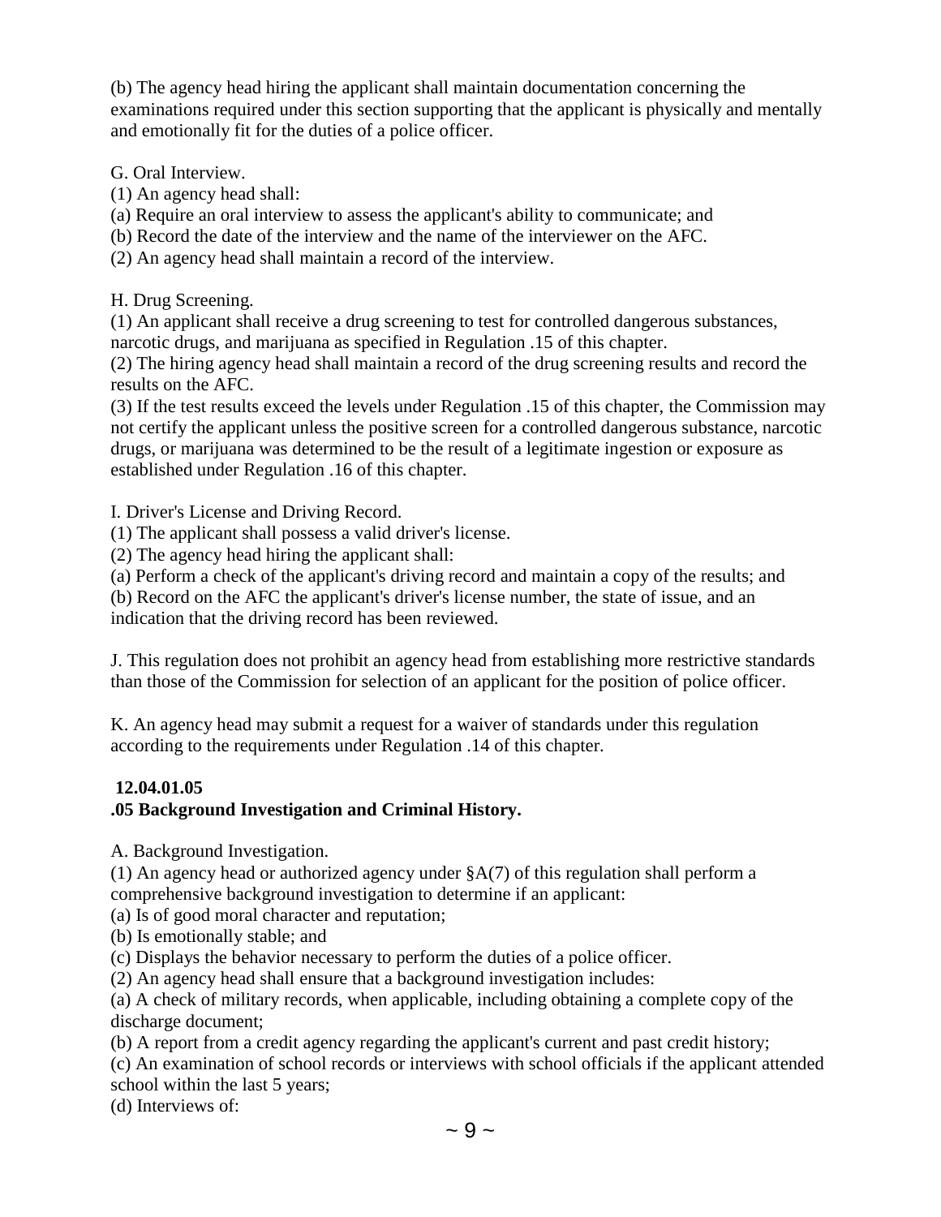(b) The agency head hiring the applicant shall maintain documentation concerning the examinations required under this section supporting that the applicant is physically and mentally and emotionally fit for the duties of a police officer.

G. Oral Interview.

(1) An agency head shall:

(a) Require an oral interview to assess the applicant's ability to communicate; and

(b) Record the date of the interview and the name of the interviewer on the AFC.

(2) An agency head shall maintain a record of the interview.

H. Drug Screening.

(1) An applicant shall receive a drug screening to test for controlled dangerous substances, narcotic drugs, and marijuana as specified in Regulation .15 of this chapter.

(2) The hiring agency head shall maintain a record of the drug screening results and record the results on the AFC.

(3) If the test results exceed the levels under Regulation .15 of this chapter, the Commission may not certify the applicant unless the positive screen for a controlled dangerous substance, narcotic drugs, or marijuana was determined to be the result of a legitimate ingestion or exposure as established under Regulation .16 of this chapter.

I. Driver's License and Driving Record.

(1) The applicant shall possess a valid driver's license.

(2) The agency head hiring the applicant shall:

(a) Perform a check of the applicant's driving record and maintain a copy of the results; and

(b) Record on the AFC the applicant's driver's license number, the state of issue, and an indication that the driving record has been reviewed.

J. This regulation does not prohibit an agency head from establishing more restrictive standards than those of the Commission for selection of an applicant for the position of police officer.

K. An agency head may submit a request for a waiver of standards under this regulation according to the requirements under Regulation .14 of this chapter.

**12.04.01.05**
**.05 Background Investigation and Criminal History.**

A. Background Investigation.

(1) An agency head or authorized agency under §A(7) of this regulation shall perform a comprehensive background investigation to determine if an applicant:

(a) Is of good moral character and reputation;

(b) Is emotionally stable; and

(c) Displays the behavior necessary to perform the duties of a police officer.

(2) An agency head shall ensure that a background investigation includes:

(a) A check of military records, when applicable, including obtaining a complete copy of the discharge document;

(b) A report from a credit agency regarding the applicant's current and past credit history;

(c) An examination of school records or interviews with school officials if the applicant attended school within the last 5 years;

(d) Interviews of: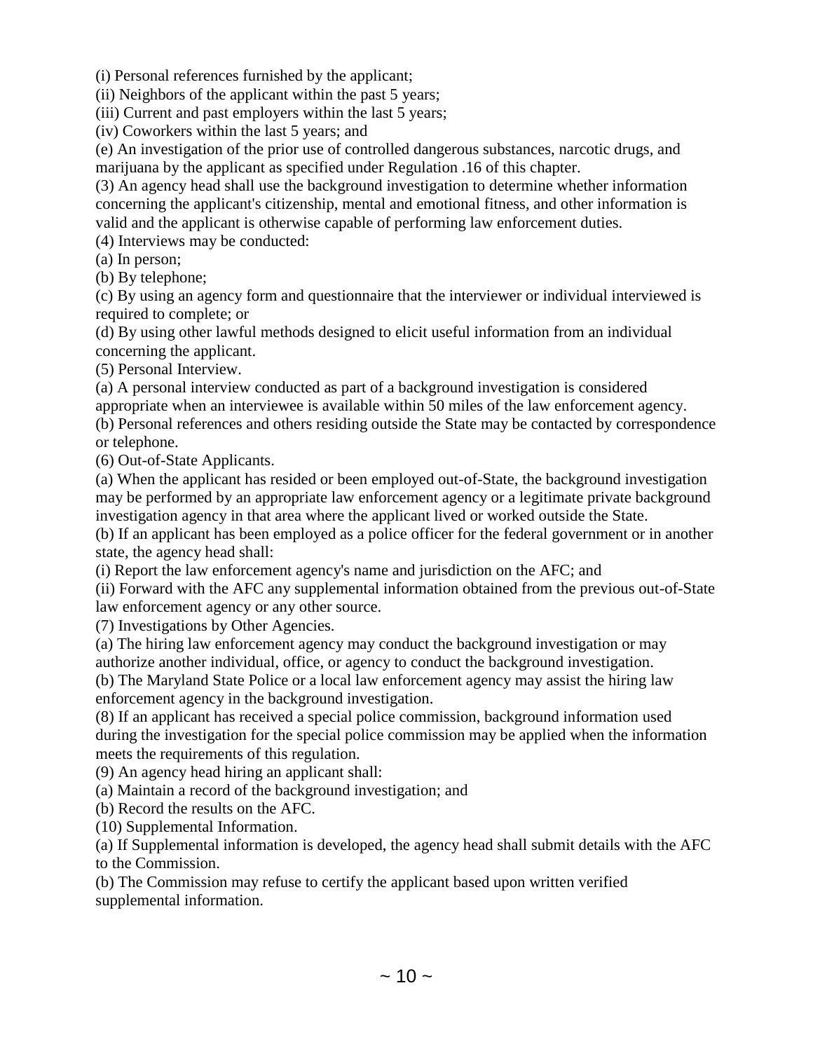(i) Personal references furnished by the applicant;

(ii) Neighbors of the applicant within the past 5 years;

(iii) Current and past employers within the last 5 years;

(iv) Coworkers within the last 5 years; and

(e) An investigation of the prior use of controlled dangerous substances, narcotic drugs, and marijuana by the applicant as specified under Regulation .16 of this chapter.

(3) An agency head shall use the background investigation to determine whether information concerning the applicant's citizenship, mental and emotional fitness, and other information is valid and the applicant is otherwise capable of performing law enforcement duties.

(4) Interviews may be conducted:

(a) In person;

(b) By telephone;

(c) By using an agency form and questionnaire that the interviewer or individual interviewed is required to complete; or

(d) By using other lawful methods designed to elicit useful information from an individual concerning the applicant.

(5) Personal Interview.

(a) A personal interview conducted as part of a background investigation is considered appropriate when an interviewee is available within 50 miles of the law enforcement agency.

(b) Personal references and others residing outside the State may be contacted by correspondence or telephone.

(6) Out-of-State Applicants.

(a) When the applicant has resided or been employed out-of-State, the background investigation may be performed by an appropriate law enforcement agency or a legitimate private background investigation agency in that area where the applicant lived or worked outside the State.

(b) If an applicant has been employed as a police officer for the federal government or in another state, the agency head shall:

(i) Report the law enforcement agency's name and jurisdiction on the AFC; and

(ii) Forward with the AFC any supplemental information obtained from the previous out-of-State law enforcement agency or any other source.

(7) Investigations by Other Agencies.

(a) The hiring law enforcement agency may conduct the background investigation or may authorize another individual, office, or agency to conduct the background investigation.

(b) The Maryland State Police or a local law enforcement agency may assist the hiring law enforcement agency in the background investigation.

(8) If an applicant has received a special police commission, background information used during the investigation for the special police commission may be applied when the information meets the requirements of this regulation.

(9) An agency head hiring an applicant shall:

(a) Maintain a record of the background investigation; and

(b) Record the results on the AFC.

(10) Supplemental Information.

(a) If Supplemental information is developed, the agency head shall submit details with the AFC to the Commission.

(b) The Commission may refuse to certify the applicant based upon written verified supplemental information.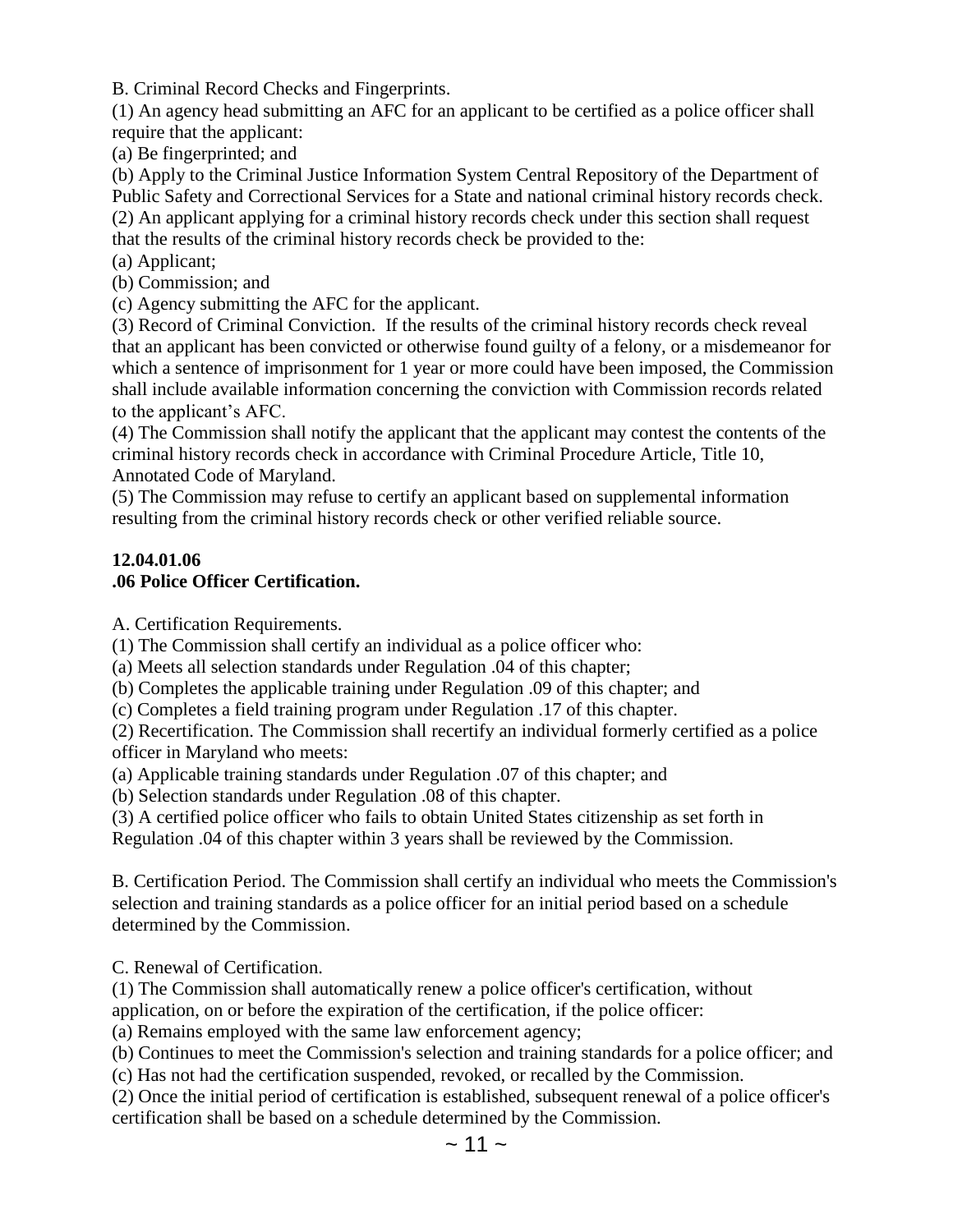B. Criminal Record Checks and Fingerprints.

(1) An agency head submitting an AFC for an applicant to be certified as a police officer shall require that the applicant:

(a) Be fingerprinted; and

(b) Apply to the Criminal Justice Information System Central Repository of the Department of Public Safety and Correctional Services for a State and national criminal history records check.

(2) An applicant applying for a criminal history records check under this section shall request that the results of the criminal history records check be provided to the:

(a) Applicant;

(b) Commission; and

(c) Agency submitting the AFC for the applicant.

(3) Record of Criminal Conviction. If the results of the criminal history records check reveal that an applicant has been convicted or otherwise found guilty of a felony, or a misdemeanor for which a sentence of imprisonment for 1 year or more could have been imposed, the Commission shall include available information concerning the conviction with Commission records related to the applicant's AFC.

(4) The Commission shall notify the applicant that the applicant may contest the contents of the criminal history records check in accordance with Criminal Procedure Article, Title 10, Annotated Code of Maryland.

(5) The Commission may refuse to certify an applicant based on supplemental information resulting from the criminal history records check or other verified reliable source.

**12.04.01.06**
**.06 Police Officer Certification.**

A. Certification Requirements.

(1) The Commission shall certify an individual as a police officer who:

(a) Meets all selection standards under Regulation .04 of this chapter;

(b) Completes the applicable training under Regulation .09 of this chapter; and

(c) Completes a field training program under Regulation .17 of this chapter.

(2) Recertification. The Commission shall recertify an individual formerly certified as a police officer in Maryland who meets:

(a) Applicable training standards under Regulation .07 of this chapter; and

(b) Selection standards under Regulation .08 of this chapter.

(3) A certified police officer who fails to obtain United States citizenship as set forth in Regulation .04 of this chapter within 3 years shall be reviewed by the Commission.

B. Certification Period. The Commission shall certify an individual who meets the Commission's selection and training standards as a police officer for an initial period based on a schedule determined by the Commission.

C. Renewal of Certification.

(1) The Commission shall automatically renew a police officer's certification, without application, on or before the expiration of the certification, if the police officer:

(a) Remains employed with the same law enforcement agency;

(b) Continues to meet the Commission's selection and training standards for a police officer; and

(c) Has not had the certification suspended, revoked, or recalled by the Commission.

(2) Once the initial period of certification is established, subsequent renewal of a police officer's certification shall be based on a schedule determined by the Commission.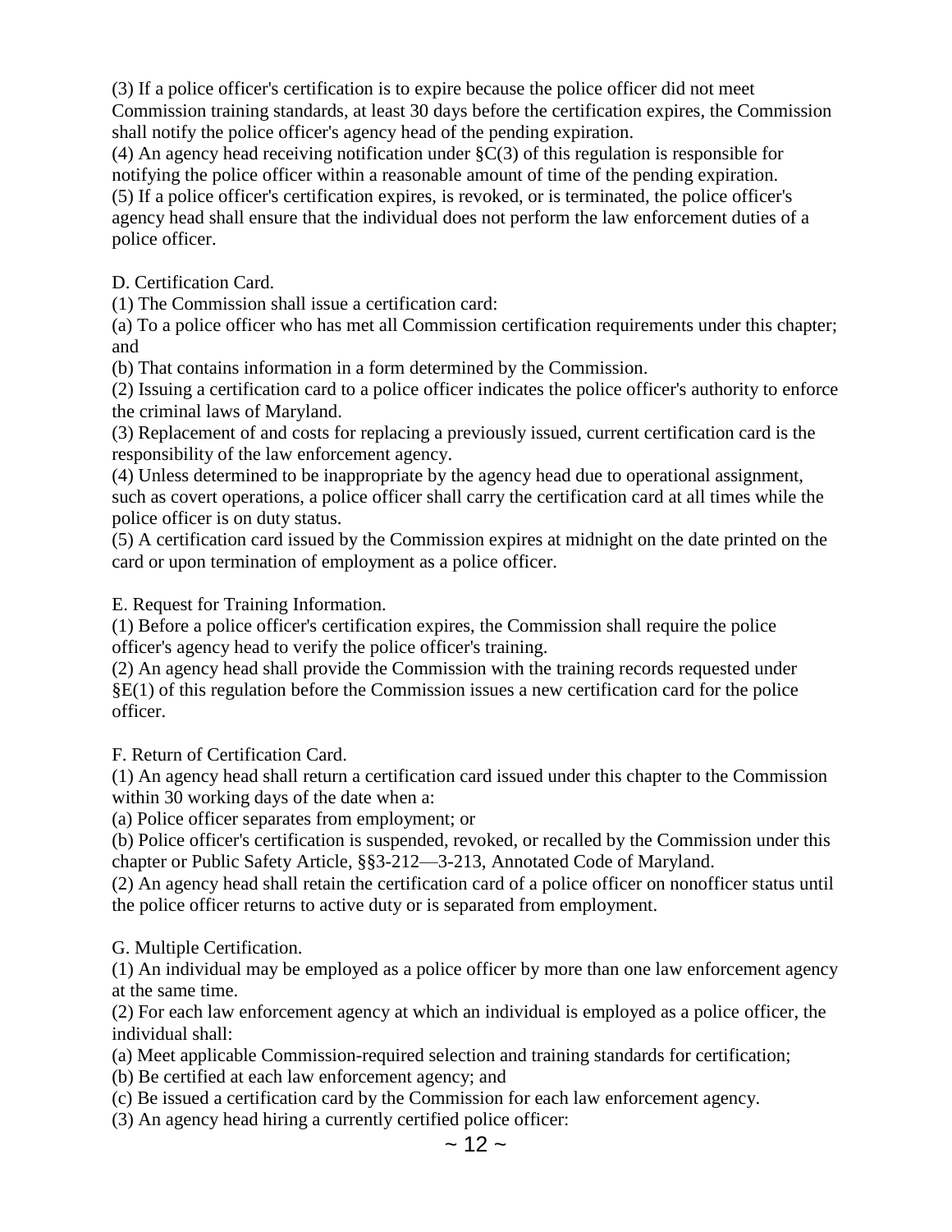(3) If a police officer's certification is to expire because the police officer did not meet Commission training standards, at least 30 days before the certification expires, the Commission shall notify the police officer's agency head of the pending expiration.
(4) An agency head receiving notification under §C(3) of this regulation is responsible for notifying the police officer within a reasonable amount of time of the pending expiration.
(5) If a police officer's certification expires, is revoked, or is terminated, the police officer's agency head shall ensure that the individual does not perform the law enforcement duties of a police officer.

D. Certification Card.
(1) The Commission shall issue a certification card:
(a) To a police officer who has met all Commission certification requirements under this chapter; and
(b) That contains information in a form determined by the Commission.
(2) Issuing a certification card to a police officer indicates the police officer's authority to enforce the criminal laws of Maryland.
(3) Replacement of and costs for replacing a previously issued, current certification card is the responsibility of the law enforcement agency.
(4) Unless determined to be inappropriate by the agency head due to operational assignment, such as covert operations, a police officer shall carry the certification card at all times while the police officer is on duty status.
(5) A certification card issued by the Commission expires at midnight on the date printed on the card or upon termination of employment as a police officer.

E. Request for Training Information.
(1) Before a police officer's certification expires, the Commission shall require the police officer's agency head to verify the police officer's training.
(2) An agency head shall provide the Commission with the training records requested under §E(1) of this regulation before the Commission issues a new certification card for the police officer.

F. Return of Certification Card.
(1) An agency head shall return a certification card issued under this chapter to the Commission within 30 working days of the date when a:
(a) Police officer separates from employment; or
(b) Police officer's certification is suspended, revoked, or recalled by the Commission under this chapter or Public Safety Article, §§3-212—3-213, Annotated Code of Maryland.
(2) An agency head shall retain the certification card of a police officer on nonofficer status until the police officer returns to active duty or is separated from employment.

G. Multiple Certification.
(1) An individual may be employed as a police officer by more than one law enforcement agency at the same time.
(2) For each law enforcement agency at which an individual is employed as a police officer, the individual shall:
(a) Meet applicable Commission-required selection and training standards for certification;
(b) Be certified at each law enforcement agency; and
(c) Be issued a certification card by the Commission for each law enforcement agency.
(3) An agency head hiring a currently certified police officer: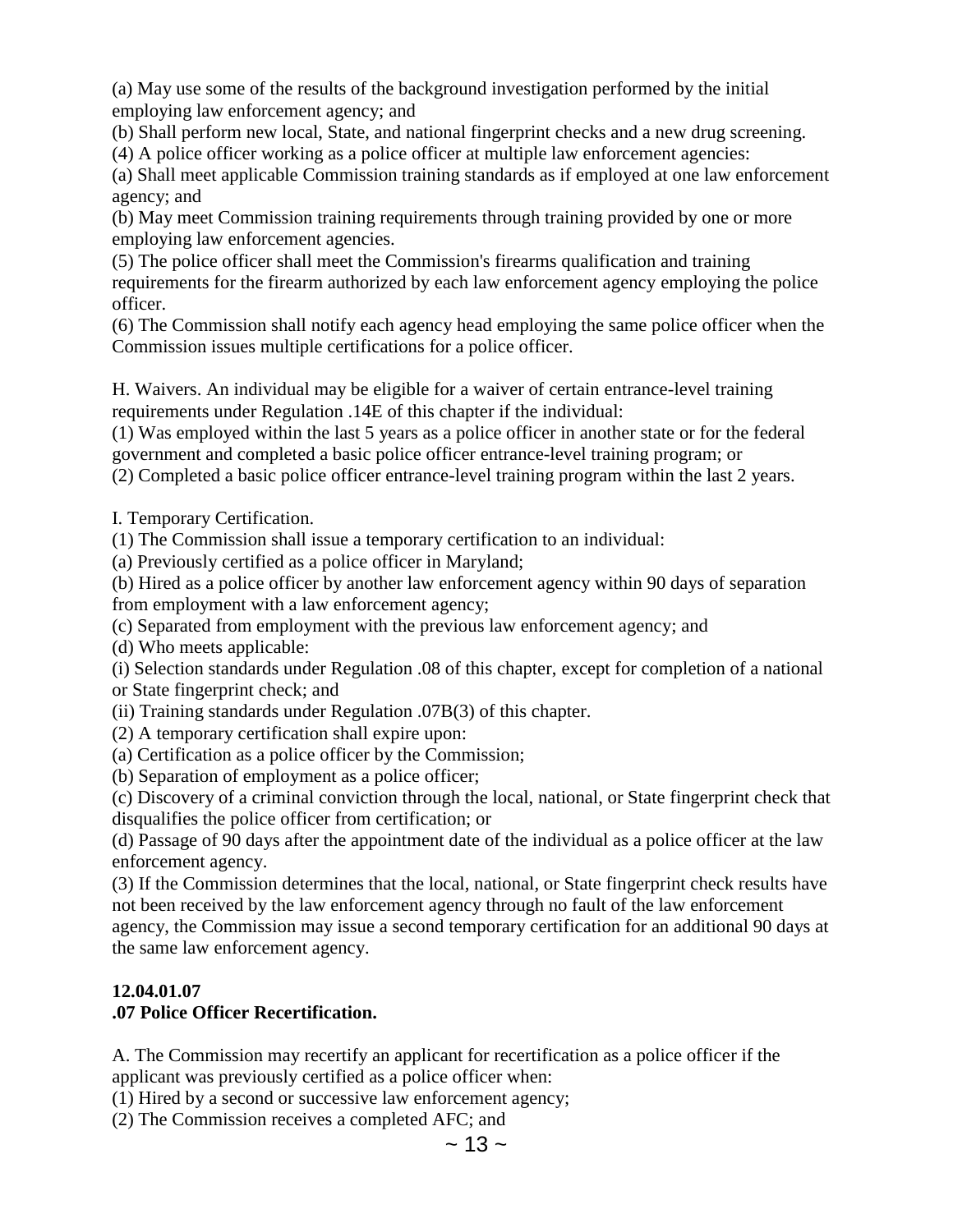(a) May use some of the results of the background investigation performed by the initial employing law enforcement agency; and

(b) Shall perform new local, State, and national fingerprint checks and a new drug screening.

(4) A police officer working as a police officer at multiple law enforcement agencies:

(a) Shall meet applicable Commission training standards as if employed at one law enforcement agency; and

(b) May meet Commission training requirements through training provided by one or more employing law enforcement agencies.

(5) The police officer shall meet the Commission's firearms qualification and training requirements for the firearm authorized by each law enforcement agency employing the police officer.

(6) The Commission shall notify each agency head employing the same police officer when the Commission issues multiple certifications for a police officer.

H. Waivers. An individual may be eligible for a waiver of certain entrance-level training requirements under Regulation .14E of this chapter if the individual:

(1) Was employed within the last 5 years as a police officer in another state or for the federal government and completed a basic police officer entrance-level training program; or

(2) Completed a basic police officer entrance-level training program within the last 2 years.

I. Temporary Certification.

(1) The Commission shall issue a temporary certification to an individual:

(a) Previously certified as a police officer in Maryland;

(b) Hired as a police officer by another law enforcement agency within 90 days of separation from employment with a law enforcement agency;

(c) Separated from employment with the previous law enforcement agency; and

(d) Who meets applicable:

(i) Selection standards under Regulation .08 of this chapter, except for completion of a national or State fingerprint check; and

(ii) Training standards under Regulation .07B(3) of this chapter.

(2) A temporary certification shall expire upon:

(a) Certification as a police officer by the Commission;

(b) Separation of employment as a police officer;

(c) Discovery of a criminal conviction through the local, national, or State fingerprint check that disqualifies the police officer from certification; or

(d) Passage of 90 days after the appointment date of the individual as a police officer at the law enforcement agency.

(3) If the Commission determines that the local, national, or State fingerprint check results have not been received by the law enforcement agency through no fault of the law enforcement agency, the Commission may issue a second temporary certification for an additional 90 days at the same law enforcement agency.

**12.04.01.07**
**.07 Police Officer Recertification.**

A. The Commission may recertify an applicant for recertification as a police officer if the applicant was previously certified as a police officer when:

(1) Hired by a second or successive law enforcement agency;

(2) The Commission receives a completed AFC; and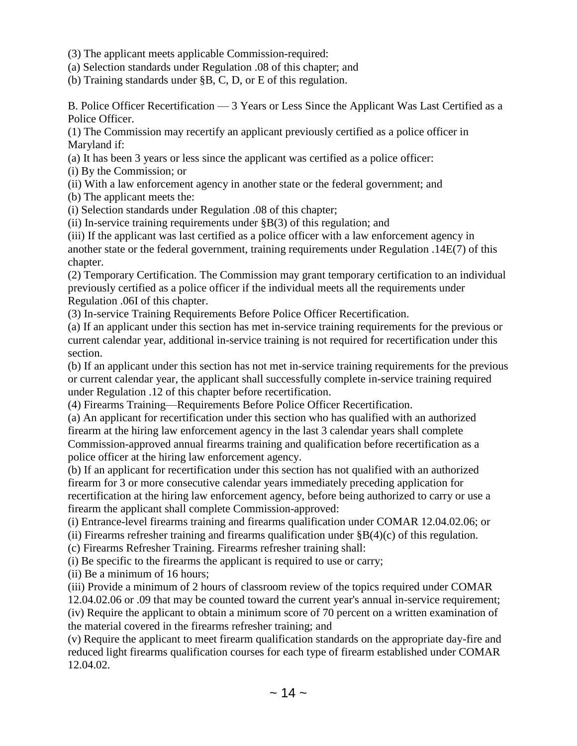(3) The applicant meets applicable Commission-required:

(a) Selection standards under Regulation .08 of this chapter; and

(b) Training standards under §B, C, D, or E of this regulation.

B. Police Officer Recertification — 3 Years or Less Since the Applicant Was Last Certified as a Police Officer.

(1) The Commission may recertify an applicant previously certified as a police officer in Maryland if:

(a) It has been 3 years or less since the applicant was certified as a police officer:

(i) By the Commission; or

(ii) With a law enforcement agency in another state or the federal government; and

(b) The applicant meets the:

(i) Selection standards under Regulation .08 of this chapter;

(ii) In-service training requirements under §B(3) of this regulation; and

(iii) If the applicant was last certified as a police officer with a law enforcement agency in another state or the federal government, training requirements under Regulation .14E(7) of this chapter.

(2) Temporary Certification. The Commission may grant temporary certification to an individual previously certified as a police officer if the individual meets all the requirements under Regulation .06I of this chapter.

(3) In-service Training Requirements Before Police Officer Recertification.

(a) If an applicant under this section has met in-service training requirements for the previous or current calendar year, additional in-service training is not required for recertification under this section.

(b) If an applicant under this section has not met in-service training requirements for the previous or current calendar year, the applicant shall successfully complete in-service training required under Regulation .12 of this chapter before recertification.

(4) Firearms Training—Requirements Before Police Officer Recertification.

(a) An applicant for recertification under this section who has qualified with an authorized firearm at the hiring law enforcement agency in the last 3 calendar years shall complete Commission-approved annual firearms training and qualification before recertification as a police officer at the hiring law enforcement agency.

(b) If an applicant for recertification under this section has not qualified with an authorized firearm for 3 or more consecutive calendar years immediately preceding application for recertification at the hiring law enforcement agency, before being authorized to carry or use a firearm the applicant shall complete Commission-approved:

(i) Entrance-level firearms training and firearms qualification under COMAR 12.04.02.06; or

(ii) Firearms refresher training and firearms qualification under §B(4)(c) of this regulation.

(c) Firearms Refresher Training. Firearms refresher training shall:

(i) Be specific to the firearms the applicant is required to use or carry;

(ii) Be a minimum of 16 hours;

(iii) Provide a minimum of 2 hours of classroom review of the topics required under COMAR 12.04.02.06 or .09 that may be counted toward the current year's annual in-service requirement;

(iv) Require the applicant to obtain a minimum score of 70 percent on a written examination of the material covered in the firearms refresher training; and

(v) Require the applicant to meet firearm qualification standards on the appropriate day-fire and reduced light firearms qualification courses for each type of firearm established under COMAR 12.04.02.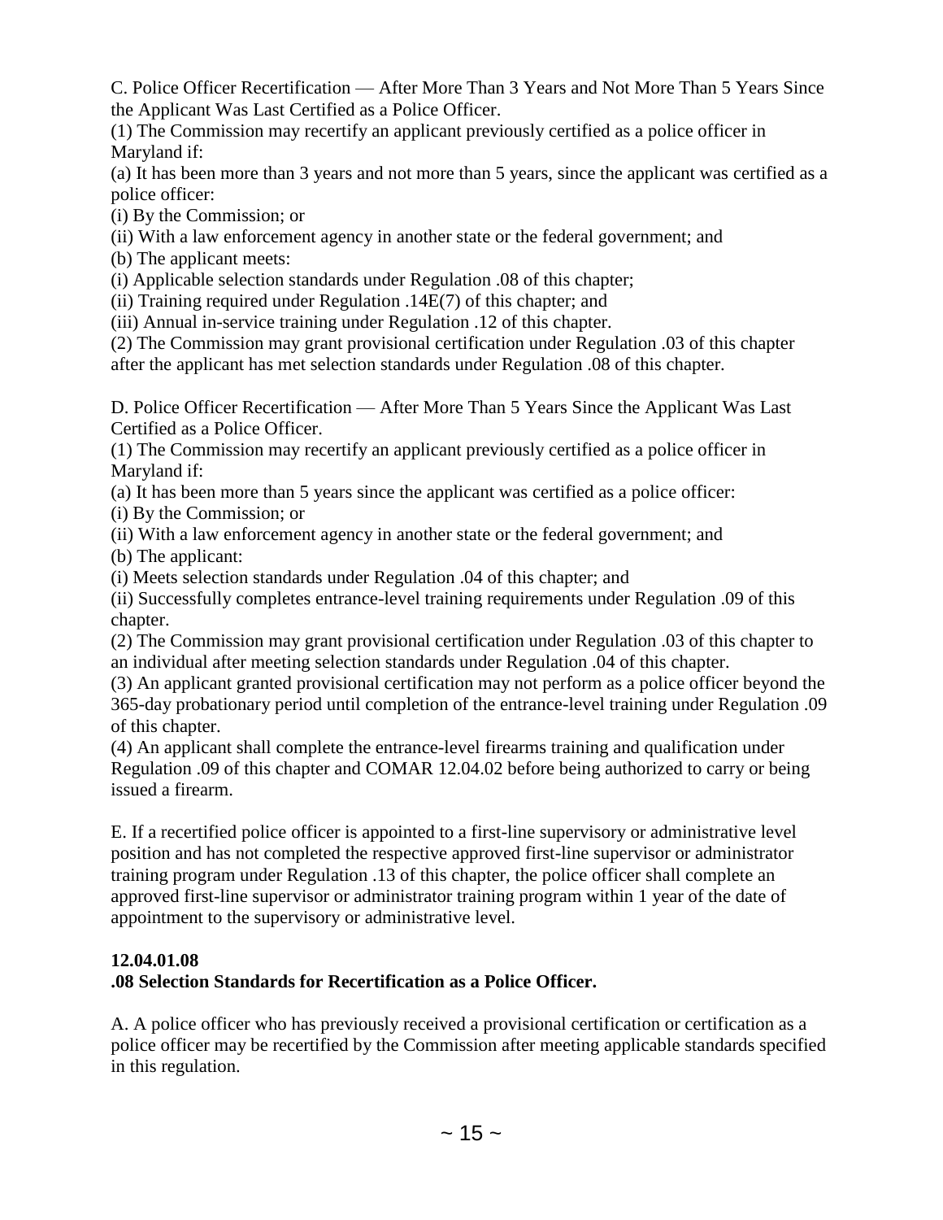C. Police Officer Recertification — After More Than 3 Years and Not More Than 5 Years Since the Applicant Was Last Certified as a Police Officer.

(1) The Commission may recertify an applicant previously certified as a police officer in Maryland if:

(a) It has been more than 3 years and not more than 5 years, since the applicant was certified as a police officer:

(i) By the Commission; or

(ii) With a law enforcement agency in another state or the federal government; and

(b) The applicant meets:

(i) Applicable selection standards under Regulation .08 of this chapter;

(ii) Training required under Regulation .14E(7) of this chapter; and

(iii) Annual in-service training under Regulation .12 of this chapter.

(2) The Commission may grant provisional certification under Regulation .03 of this chapter after the applicant has met selection standards under Regulation .08 of this chapter.

D. Police Officer Recertification — After More Than 5 Years Since the Applicant Was Last Certified as a Police Officer.

(1) The Commission may recertify an applicant previously certified as a police officer in Maryland if:

(a) It has been more than 5 years since the applicant was certified as a police officer:

(i) By the Commission; or

(ii) With a law enforcement agency in another state or the federal government; and

(b) The applicant:

(i) Meets selection standards under Regulation .04 of this chapter; and

(ii) Successfully completes entrance-level training requirements under Regulation .09 of this chapter.

(2) The Commission may grant provisional certification under Regulation .03 of this chapter to an individual after meeting selection standards under Regulation .04 of this chapter.

(3) An applicant granted provisional certification may not perform as a police officer beyond the 365-day probationary period until completion of the entrance-level training under Regulation .09 of this chapter.

(4) An applicant shall complete the entrance-level firearms training and qualification under Regulation .09 of this chapter and COMAR 12.04.02 before being authorized to carry or being issued a firearm.

E. If a recertified police officer is appointed to a first-line supervisory or administrative level position and has not completed the respective approved first-line supervisor or administrator training program under Regulation .13 of this chapter, the police officer shall complete an approved first-line supervisor or administrator training program within 1 year of the date of appointment to the supervisory or administrative level.

**12.04.01.08**
**.08 Selection Standards for Recertification as a Police Officer.**

A. A police officer who has previously received a provisional certification or certification as a police officer may be recertified by the Commission after meeting applicable standards specified in this regulation.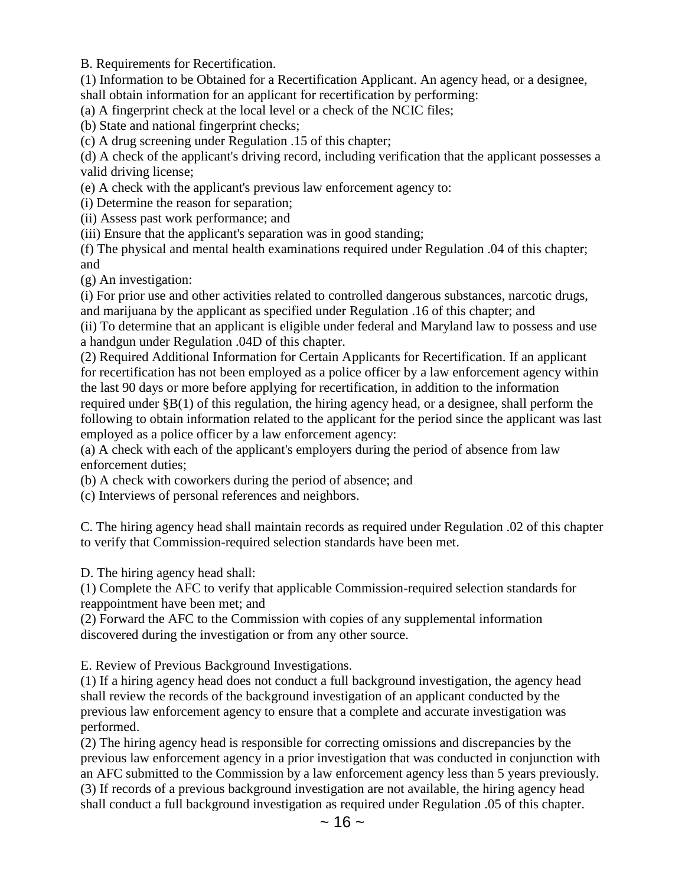B. Requirements for Recertification.

(1) Information to be Obtained for a Recertification Applicant. An agency head, or a designee, shall obtain information for an applicant for recertification by performing:

(a) A fingerprint check at the local level or a check of the NCIC files;

(b) State and national fingerprint checks;

(c) A drug screening under Regulation .15 of this chapter;

(d) A check of the applicant's driving record, including verification that the applicant possesses a valid driving license;

(e) A check with the applicant's previous law enforcement agency to:

(i) Determine the reason for separation;

(ii) Assess past work performance; and

(iii) Ensure that the applicant's separation was in good standing;

(f) The physical and mental health examinations required under Regulation .04 of this chapter; and

(g) An investigation:

(i) For prior use and other activities related to controlled dangerous substances, narcotic drugs, and marijuana by the applicant as specified under Regulation .16 of this chapter; and

(ii) To determine that an applicant is eligible under federal and Maryland law to possess and use a handgun under Regulation .04D of this chapter.

(2) Required Additional Information for Certain Applicants for Recertification. If an applicant for recertification has not been employed as a police officer by a law enforcement agency within the last 90 days or more before applying for recertification, in addition to the information required under §B(1) of this regulation, the hiring agency head, or a designee, shall perform the following to obtain information related to the applicant for the period since the applicant was last employed as a police officer by a law enforcement agency:

(a) A check with each of the applicant's employers during the period of absence from law enforcement duties;

(b) A check with coworkers during the period of absence; and

(c) Interviews of personal references and neighbors.

C. The hiring agency head shall maintain records as required under Regulation .02 of this chapter to verify that Commission-required selection standards have been met.

D. The hiring agency head shall:

(1) Complete the AFC to verify that applicable Commission-required selection standards for reappointment have been met; and

(2) Forward the AFC to the Commission with copies of any supplemental information discovered during the investigation or from any other source.

E. Review of Previous Background Investigations.

(1) If a hiring agency head does not conduct a full background investigation, the agency head shall review the records of the background investigation of an applicant conducted by the previous law enforcement agency to ensure that a complete and accurate investigation was performed.

(2) The hiring agency head is responsible for correcting omissions and discrepancies by the previous law enforcement agency in a prior investigation that was conducted in conjunction with an AFC submitted to the Commission by a law enforcement agency less than 5 years previously.

(3) If records of a previous background investigation are not available, the hiring agency head shall conduct a full background investigation as required under Regulation .05 of this chapter.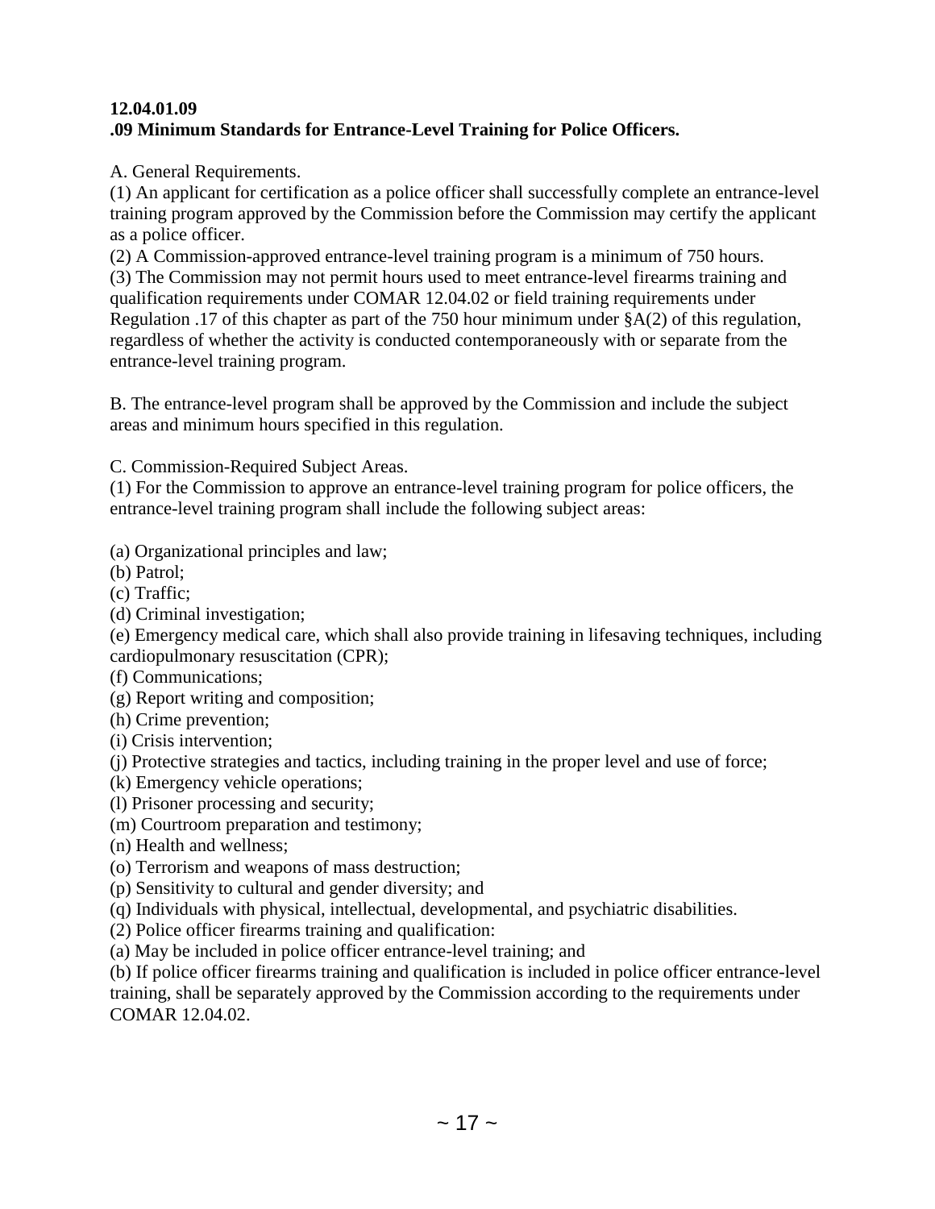**12.04.01.09**
**.09 Minimum Standards for Entrance-Level Training for Police Officers.**

A. General Requirements.
(1) An applicant for certification as a police officer shall successfully complete an entrance-level training program approved by the Commission before the Commission may certify the applicant as a police officer.
(2) A Commission-approved entrance-level training program is a minimum of 750 hours.
(3) The Commission may not permit hours used to meet entrance-level firearms training and qualification requirements under COMAR 12.04.02 or field training requirements under Regulation .17 of this chapter as part of the 750 hour minimum under §A(2) of this regulation, regardless of whether the activity is conducted contemporaneously with or separate from the entrance-level training program.

B. The entrance-level program shall be approved by the Commission and include the subject areas and minimum hours specified in this regulation.

C. Commission-Required Subject Areas.
(1) For the Commission to approve an entrance-level training program for police officers, the entrance-level training program shall include the following subject areas:

(a) Organizational principles and law;
(b) Patrol;
(c) Traffic;
(d) Criminal investigation;
(e) Emergency medical care, which shall also provide training in lifesaving techniques, including cardiopulmonary resuscitation (CPR);
(f) Communications;
(g) Report writing and composition;
(h) Crime prevention;
(i) Crisis intervention;
(j) Protective strategies and tactics, including training in the proper level and use of force;
(k) Emergency vehicle operations;
(l) Prisoner processing and security;
(m) Courtroom preparation and testimony;
(n) Health and wellness;
(o) Terrorism and weapons of mass destruction;
(p) Sensitivity to cultural and gender diversity; and
(q) Individuals with physical, intellectual, developmental, and psychiatric disabilities.
(2) Police officer firearms training and qualification:
(a) May be included in police officer entrance-level training; and
(b) If police officer firearms training and qualification is included in police officer entrance-level training, shall be separately approved by the Commission according to the requirements under COMAR 12.04.02.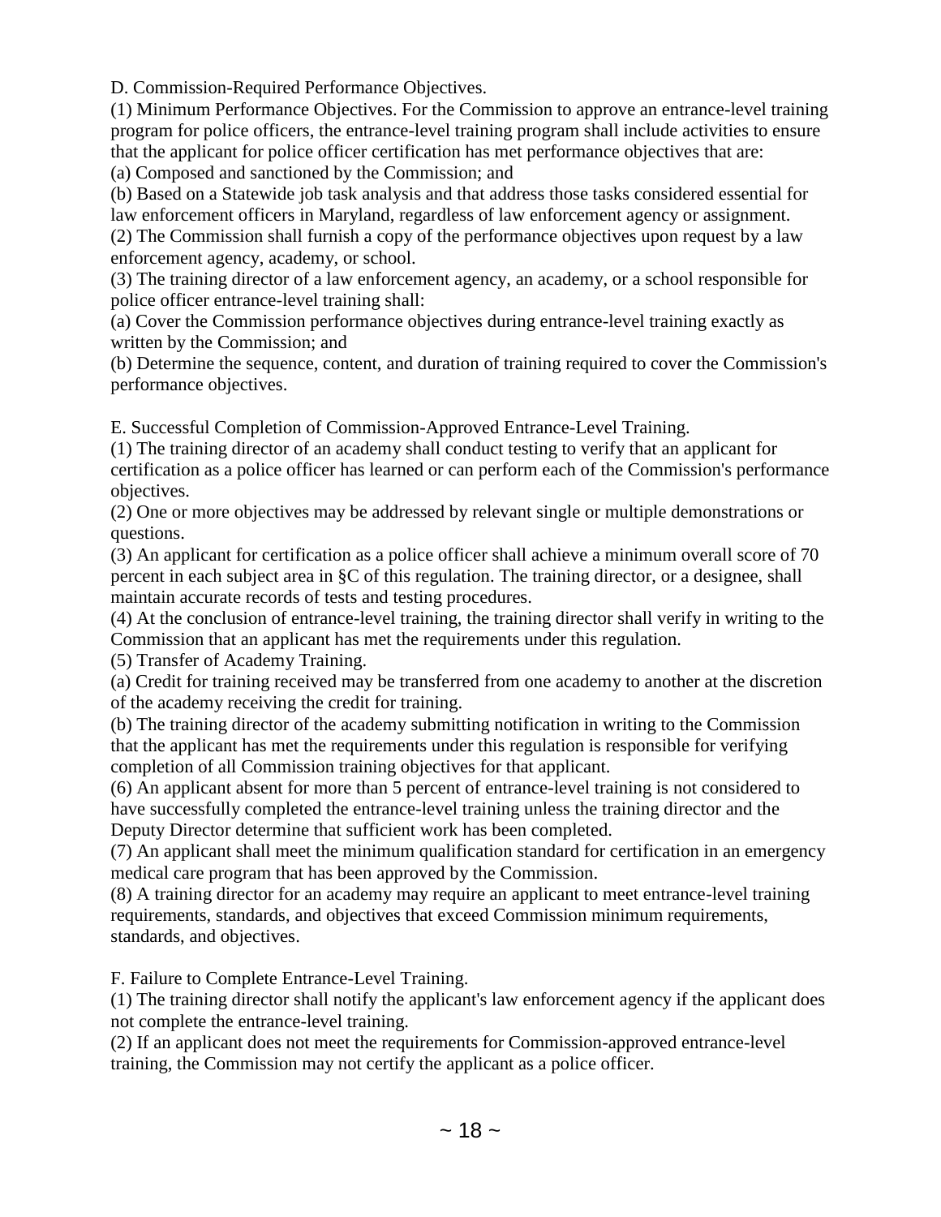D. Commission-Required Performance Objectives.

(1) Minimum Performance Objectives. For the Commission to approve an entrance-level training program for police officers, the entrance-level training program shall include activities to ensure that the applicant for police officer certification has met performance objectives that are:

(a) Composed and sanctioned by the Commission; and

(b) Based on a Statewide job task analysis and that address those tasks considered essential for law enforcement officers in Maryland, regardless of law enforcement agency or assignment.

(2) The Commission shall furnish a copy of the performance objectives upon request by a law enforcement agency, academy, or school.

(3) The training director of a law enforcement agency, an academy, or a school responsible for police officer entrance-level training shall:

(a) Cover the Commission performance objectives during entrance-level training exactly as written by the Commission; and

(b) Determine the sequence, content, and duration of training required to cover the Commission's performance objectives.

E. Successful Completion of Commission-Approved Entrance-Level Training.

(1) The training director of an academy shall conduct testing to verify that an applicant for certification as a police officer has learned or can perform each of the Commission's performance objectives.

(2) One or more objectives may be addressed by relevant single or multiple demonstrations or questions.

(3) An applicant for certification as a police officer shall achieve a minimum overall score of 70 percent in each subject area in §C of this regulation. The training director, or a designee, shall maintain accurate records of tests and testing procedures.

(4) At the conclusion of entrance-level training, the training director shall verify in writing to the Commission that an applicant has met the requirements under this regulation.

(5) Transfer of Academy Training.

(a) Credit for training received may be transferred from one academy to another at the discretion of the academy receiving the credit for training.

(b) The training director of the academy submitting notification in writing to the Commission that the applicant has met the requirements under this regulation is responsible for verifying completion of all Commission training objectives for that applicant.

(6) An applicant absent for more than 5 percent of entrance-level training is not considered to have successfully completed the entrance-level training unless the training director and the Deputy Director determine that sufficient work has been completed.

(7) An applicant shall meet the minimum qualification standard for certification in an emergency medical care program that has been approved by the Commission.

(8) A training director for an academy may require an applicant to meet entrance-level training requirements, standards, and objectives that exceed Commission minimum requirements, standards, and objectives.

F. Failure to Complete Entrance-Level Training.

(1) The training director shall notify the applicant's law enforcement agency if the applicant does not complete the entrance-level training.

(2) If an applicant does not meet the requirements for Commission-approved entrance-level training, the Commission may not certify the applicant as a police officer.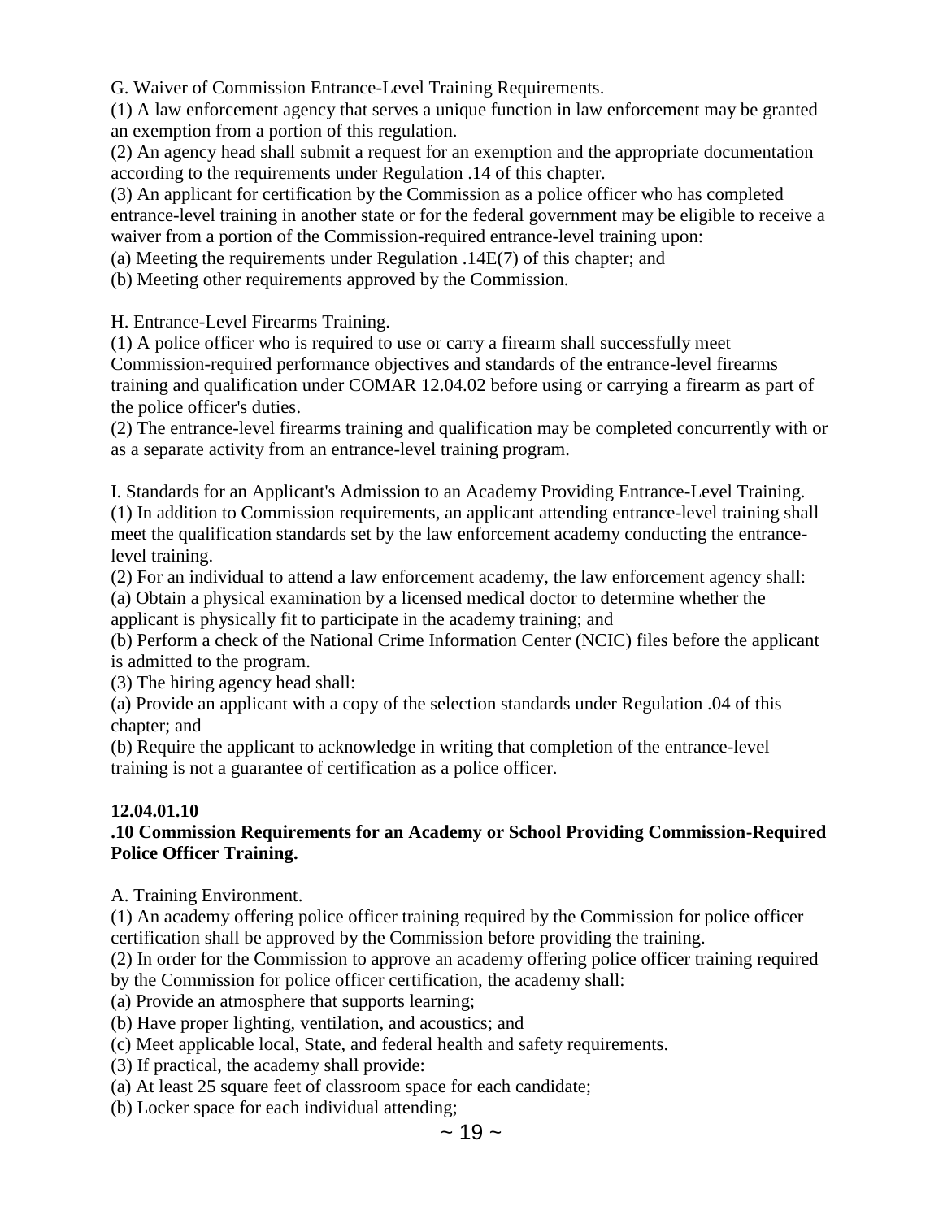G. Waiver of Commission Entrance-Level Training Requirements.

(1) A law enforcement agency that serves a unique function in law enforcement may be granted an exemption from a portion of this regulation.

(2) An agency head shall submit a request for an exemption and the appropriate documentation according to the requirements under Regulation .14 of this chapter.

(3) An applicant for certification by the Commission as a police officer who has completed entrance-level training in another state or for the federal government may be eligible to receive a waiver from a portion of the Commission-required entrance-level training upon:

(a) Meeting the requirements under Regulation .14E(7) of this chapter; and

(b) Meeting other requirements approved by the Commission.

H. Entrance-Level Firearms Training.

(1) A police officer who is required to use or carry a firearm shall successfully meet Commission-required performance objectives and standards of the entrance-level firearms training and qualification under COMAR 12.04.02 before using or carrying a firearm as part of the police officer's duties.

(2) The entrance-level firearms training and qualification may be completed concurrently with or as a separate activity from an entrance-level training program.

I. Standards for an Applicant's Admission to an Academy Providing Entrance-Level Training.

(1) In addition to Commission requirements, an applicant attending entrance-level training shall meet the qualification standards set by the law enforcement academy conducting the entrance-level training.

(2) For an individual to attend a law enforcement academy, the law enforcement agency shall:

(a) Obtain a physical examination by a licensed medical doctor to determine whether the applicant is physically fit to participate in the academy training; and

(b) Perform a check of the National Crime Information Center (NCIC) files before the applicant is admitted to the program.

(3) The hiring agency head shall:

(a) Provide an applicant with a copy of the selection standards under Regulation .04 of this chapter; and

(b) Require the applicant to acknowledge in writing that completion of the entrance-level training is not a guarantee of certification as a police officer.

**12.04.01.10**

**.10 Commission Requirements for an Academy or School Providing Commission-Required Police Officer Training.**

A. Training Environment.

(1) An academy offering police officer training required by the Commission for police officer certification shall be approved by the Commission before providing the training.

(2) In order for the Commission to approve an academy offering police officer training required by the Commission for police officer certification, the academy shall:

(a) Provide an atmosphere that supports learning;

(b) Have proper lighting, ventilation, and acoustics; and

(c) Meet applicable local, State, and federal health and safety requirements.

(3) If practical, the academy shall provide:

(a) At least 25 square feet of classroom space for each candidate;

(b) Locker space for each individual attending;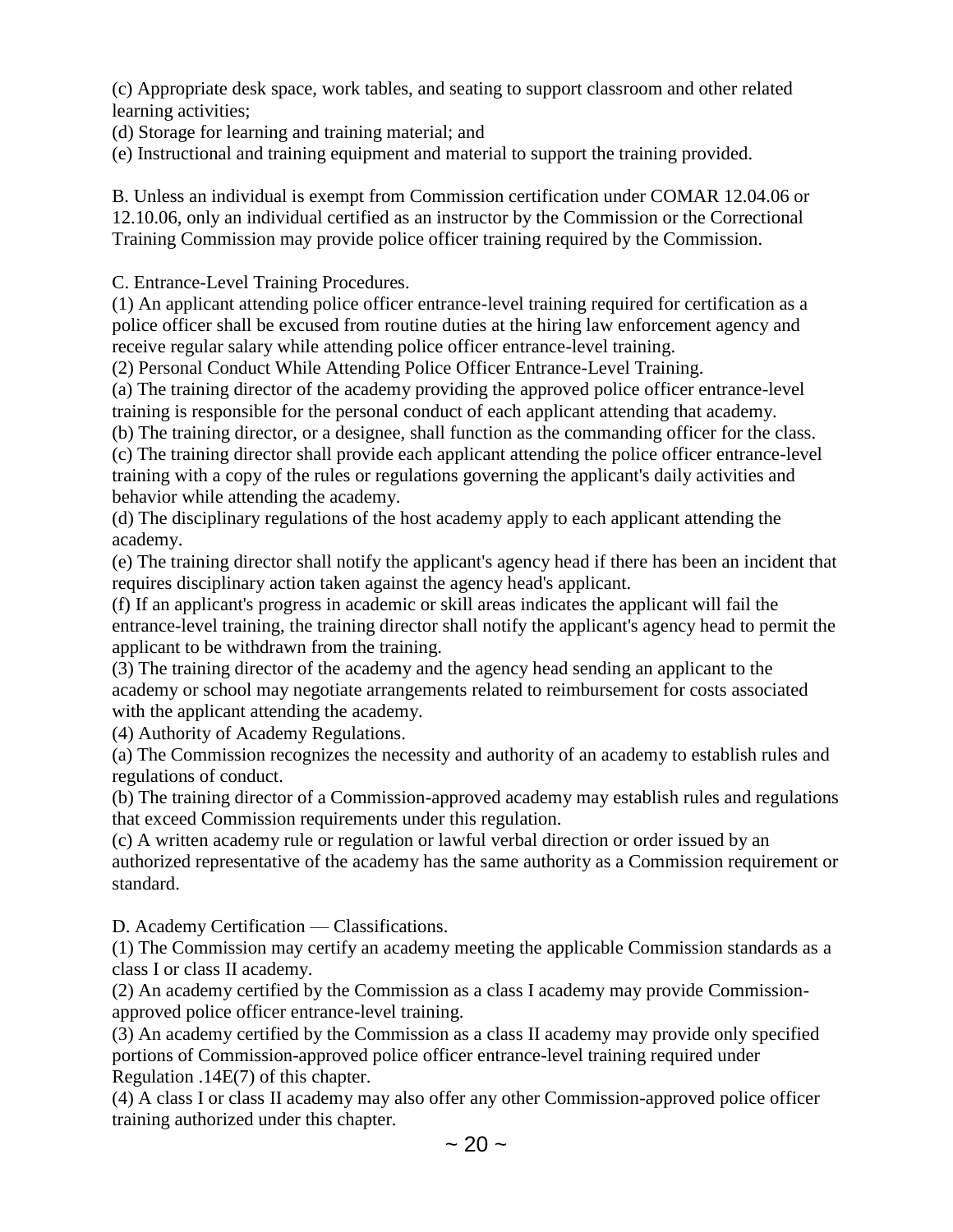(c) Appropriate desk space, work tables, and seating to support classroom and other related learning activities;

(d) Storage for learning and training material; and

(e) Instructional and training equipment and material to support the training provided.

B. Unless an individual is exempt from Commission certification under COMAR 12.04.06 or 12.10.06, only an individual certified as an instructor by the Commission or the Correctional Training Commission may provide police officer training required by the Commission.

C. Entrance-Level Training Procedures.

(1) An applicant attending police officer entrance-level training required for certification as a police officer shall be excused from routine duties at the hiring law enforcement agency and receive regular salary while attending police officer entrance-level training.

(2) Personal Conduct While Attending Police Officer Entrance-Level Training.

(a) The training director of the academy providing the approved police officer entrance-level training is responsible for the personal conduct of each applicant attending that academy.

(b) The training director, or a designee, shall function as the commanding officer for the class.

(c) The training director shall provide each applicant attending the police officer entrance-level training with a copy of the rules or regulations governing the applicant's daily activities and behavior while attending the academy.

(d) The disciplinary regulations of the host academy apply to each applicant attending the academy.

(e) The training director shall notify the applicant's agency head if there has been an incident that requires disciplinary action taken against the agency head's applicant.

(f) If an applicant's progress in academic or skill areas indicates the applicant will fail the entrance-level training, the training director shall notify the applicant's agency head to permit the applicant to be withdrawn from the training.

(3) The training director of the academy and the agency head sending an applicant to the academy or school may negotiate arrangements related to reimbursement for costs associated with the applicant attending the academy.

(4) Authority of Academy Regulations.

(a) The Commission recognizes the necessity and authority of an academy to establish rules and regulations of conduct.

(b) The training director of a Commission-approved academy may establish rules and regulations that exceed Commission requirements under this regulation.

(c) A written academy rule or regulation or lawful verbal direction or order issued by an authorized representative of the academy has the same authority as a Commission requirement or standard.

D. Academy Certification — Classifications.

(1) The Commission may certify an academy meeting the applicable Commission standards as a class I or class II academy.

(2) An academy certified by the Commission as a class I academy may provide Commission-approved police officer entrance-level training.

(3) An academy certified by the Commission as a class II academy may provide only specified portions of Commission-approved police officer entrance-level training required under Regulation .14E(7) of this chapter.

(4) A class I or class II academy may also offer any other Commission-approved police officer training authorized under this chapter.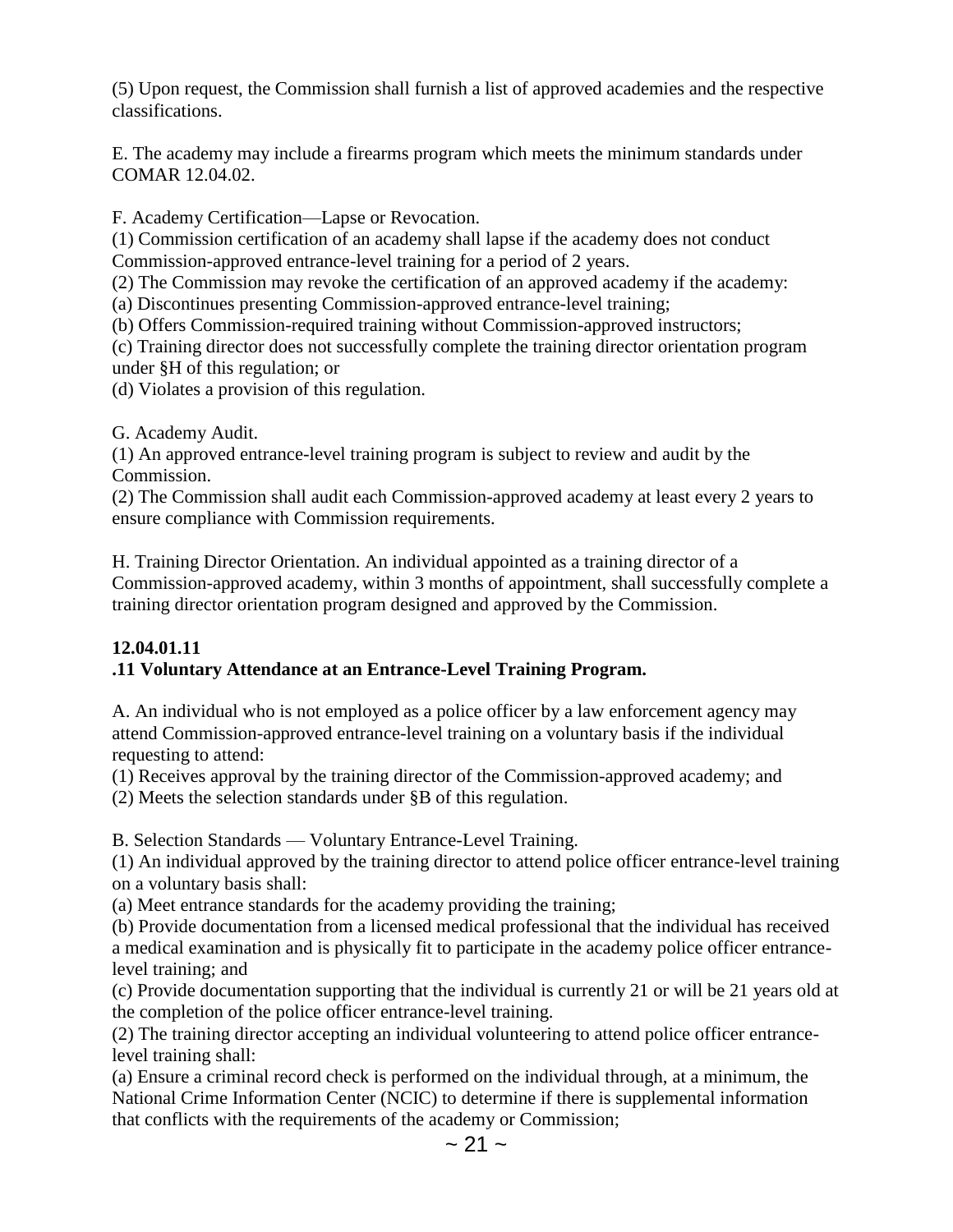(5) Upon request, the Commission shall furnish a list of approved academies and the respective classifications.

E. The academy may include a firearms program which meets the minimum standards under COMAR 12.04.02.

F. Academy Certification—Lapse or Revocation.
(1) Commission certification of an academy shall lapse if the academy does not conduct Commission-approved entrance-level training for a period of 2 years.
(2) The Commission may revoke the certification of an approved academy if the academy:
(a) Discontinues presenting Commission-approved entrance-level training;
(b) Offers Commission-required training without Commission-approved instructors;
(c) Training director does not successfully complete the training director orientation program under §H of this regulation; or
(d) Violates a provision of this regulation.

G. Academy Audit.
(1) An approved entrance-level training program is subject to review and audit by the Commission.
(2) The Commission shall audit each Commission-approved academy at least every 2 years to ensure compliance with Commission requirements.

H. Training Director Orientation. An individual appointed as a training director of a Commission-approved academy, within 3 months of appointment, shall successfully complete a training director orientation program designed and approved by the Commission.

**12.04.01.11**
**.11 Voluntary Attendance at an Entrance-Level Training Program.**

A. An individual who is not employed as a police officer by a law enforcement agency may attend Commission-approved entrance-level training on a voluntary basis if the individual requesting to attend:
(1) Receives approval by the training director of the Commission-approved academy; and
(2) Meets the selection standards under §B of this regulation.

B. Selection Standards — Voluntary Entrance-Level Training.
(1) An individual approved by the training director to attend police officer entrance-level training on a voluntary basis shall:
(a) Meet entrance standards for the academy providing the training;
(b) Provide documentation from a licensed medical professional that the individual has received a medical examination and is physically fit to participate in the academy police officer entrance-level training; and
(c) Provide documentation supporting that the individual is currently 21 or will be 21 years old at the completion of the police officer entrance-level training.
(2) The training director accepting an individual volunteering to attend police officer entrance-level training shall:
(a) Ensure a criminal record check is performed on the individual through, at a minimum, the National Crime Information Center (NCIC) to determine if there is supplemental information that conflicts with the requirements of the academy or Commission;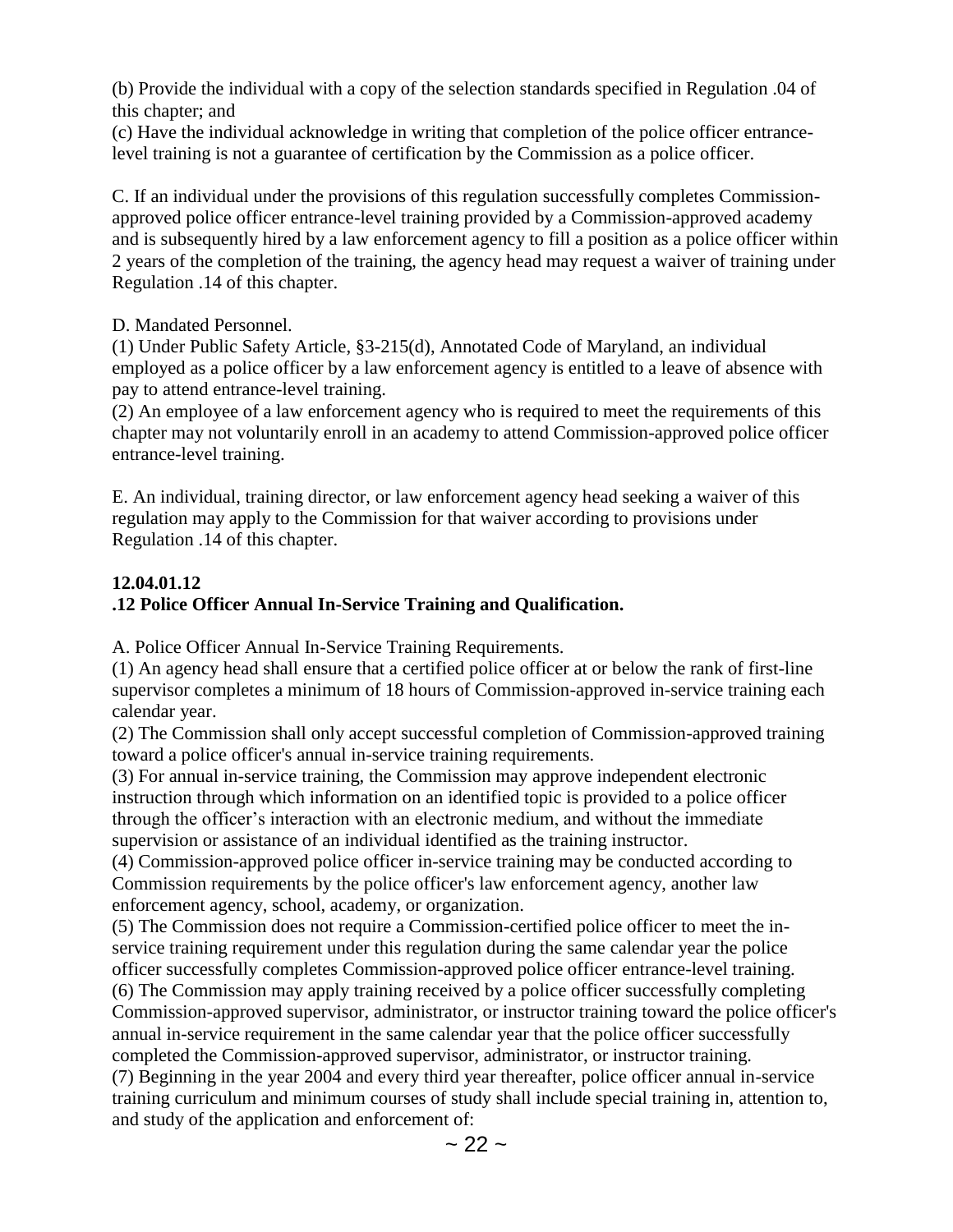(b) Provide the individual with a copy of the selection standards specified in Regulation .04 of this chapter; and
(c) Have the individual acknowledge in writing that completion of the police officer entrance-level training is not a guarantee of certification by the Commission as a police officer.

C. If an individual under the provisions of this regulation successfully completes Commission-approved police officer entrance-level training provided by a Commission-approved academy and is subsequently hired by a law enforcement agency to fill a position as a police officer within 2 years of the completion of the training, the agency head may request a waiver of training under Regulation .14 of this chapter.

D. Mandated Personnel.
(1) Under Public Safety Article, §3-215(d), Annotated Code of Maryland, an individual employed as a police officer by a law enforcement agency is entitled to a leave of absence with pay to attend entrance-level training.
(2) An employee of a law enforcement agency who is required to meet the requirements of this chapter may not voluntarily enroll in an academy to attend Commission-approved police officer entrance-level training.

E. An individual, training director, or law enforcement agency head seeking a waiver of this regulation may apply to the Commission for that waiver according to provisions under Regulation .14 of this chapter.

**12.04.01.12**
**.12 Police Officer Annual In-Service Training and Qualification.**

A. Police Officer Annual In-Service Training Requirements.
(1) An agency head shall ensure that a certified police officer at or below the rank of first-line supervisor completes a minimum of 18 hours of Commission-approved in-service training each calendar year.
(2) The Commission shall only accept successful completion of Commission-approved training toward a police officer's annual in-service training requirements.
(3) For annual in-service training, the Commission may approve independent electronic instruction through which information on an identified topic is provided to a police officer through the officer's interaction with an electronic medium, and without the immediate supervision or assistance of an individual identified as the training instructor.
(4) Commission-approved police officer in-service training may be conducted according to Commission requirements by the police officer's law enforcement agency, another law enforcement agency, school, academy, or organization.
(5) The Commission does not require a Commission-certified police officer to meet the in-service training requirement under this regulation during the same calendar year the police officer successfully completes Commission-approved police officer entrance-level training.
(6) The Commission may apply training received by a police officer successfully completing Commission-approved supervisor, administrator, or instructor training toward the police officer's annual in-service requirement in the same calendar year that the police officer successfully completed the Commission-approved supervisor, administrator, or instructor training.
(7) Beginning in the year 2004 and every third year thereafter, police officer annual in-service training curriculum and minimum courses of study shall include special training in, attention to, and study of the application and enforcement of: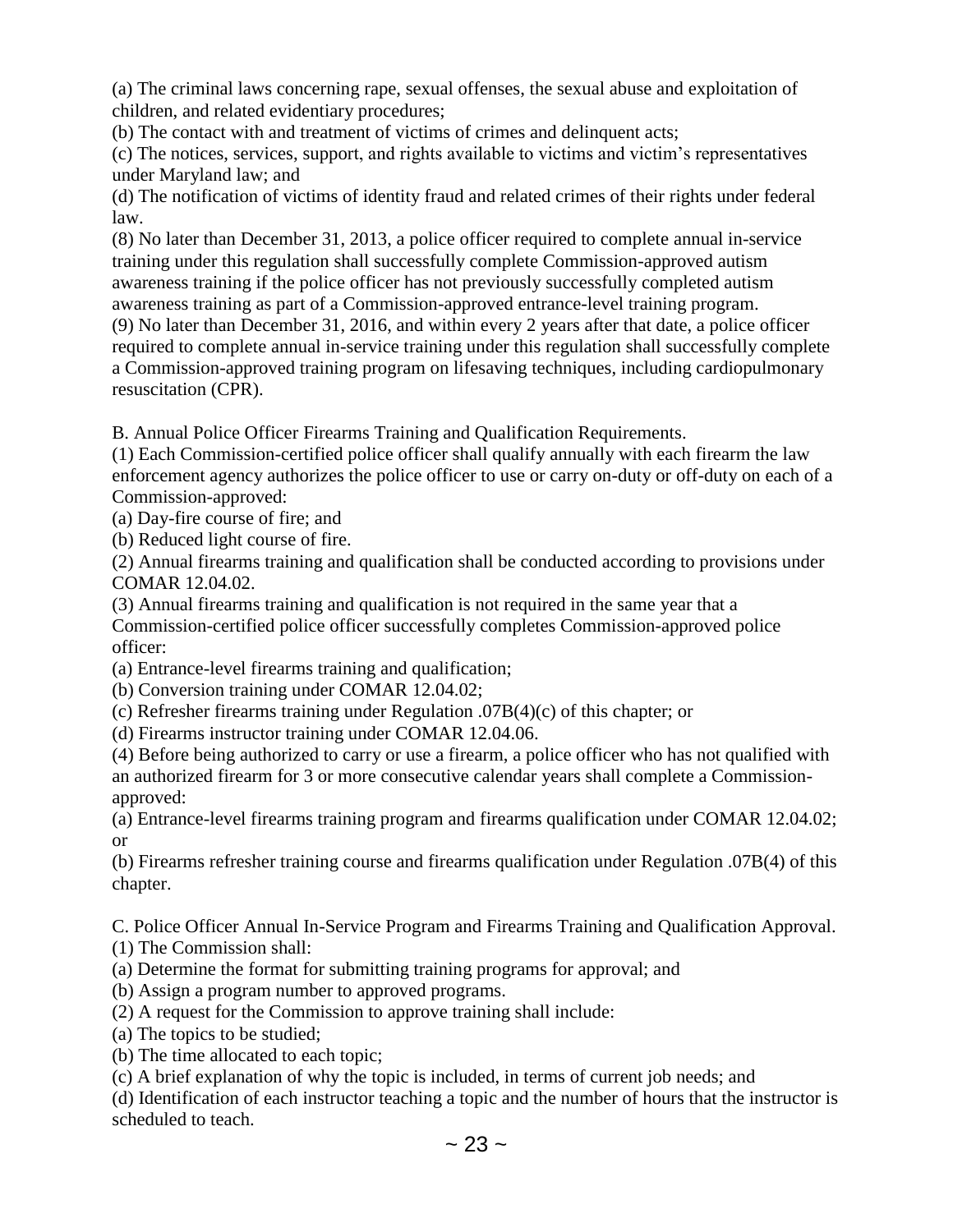(a) The criminal laws concerning rape, sexual offenses, the sexual abuse and exploitation of children, and related evidentiary procedures;

(b) The contact with and treatment of victims of crimes and delinquent acts;

(c) The notices, services, support, and rights available to victims and victim's representatives under Maryland law; and

(d) The notification of victims of identity fraud and related crimes of their rights under federal law.

(8) No later than December 31, 2013, a police officer required to complete annual in-service training under this regulation shall successfully complete Commission-approved autism awareness training if the police officer has not previously successfully completed autism awareness training as part of a Commission-approved entrance-level training program.

(9) No later than December 31, 2016, and within every 2 years after that date, a police officer required to complete annual in-service training under this regulation shall successfully complete a Commission-approved training program on lifesaving techniques, including cardiopulmonary resuscitation (CPR).

B. Annual Police Officer Firearms Training and Qualification Requirements.

(1) Each Commission-certified police officer shall qualify annually with each firearm the law enforcement agency authorizes the police officer to use or carry on-duty or off-duty on each of a Commission-approved:

(a) Day-fire course of fire; and

(b) Reduced light course of fire.

(2) Annual firearms training and qualification shall be conducted according to provisions under COMAR 12.04.02.

(3) Annual firearms training and qualification is not required in the same year that a Commission-certified police officer successfully completes Commission-approved police officer:

(a) Entrance-level firearms training and qualification;

(b) Conversion training under COMAR 12.04.02;

(c) Refresher firearms training under Regulation .07B(4)(c) of this chapter; or

(d) Firearms instructor training under COMAR 12.04.06.

(4) Before being authorized to carry or use a firearm, a police officer who has not qualified with an authorized firearm for 3 or more consecutive calendar years shall complete a Commission-approved:

(a) Entrance-level firearms training program and firearms qualification under COMAR 12.04.02; or

(b) Firearms refresher training course and firearms qualification under Regulation .07B(4) of this chapter.

C. Police Officer Annual In-Service Program and Firearms Training and Qualification Approval.

(1) The Commission shall:

(a) Determine the format for submitting training programs for approval; and

(b) Assign a program number to approved programs.

(2) A request for the Commission to approve training shall include:

(a) The topics to be studied;

(b) The time allocated to each topic;

(c) A brief explanation of why the topic is included, in terms of current job needs; and

(d) Identification of each instructor teaching a topic and the number of hours that the instructor is scheduled to teach.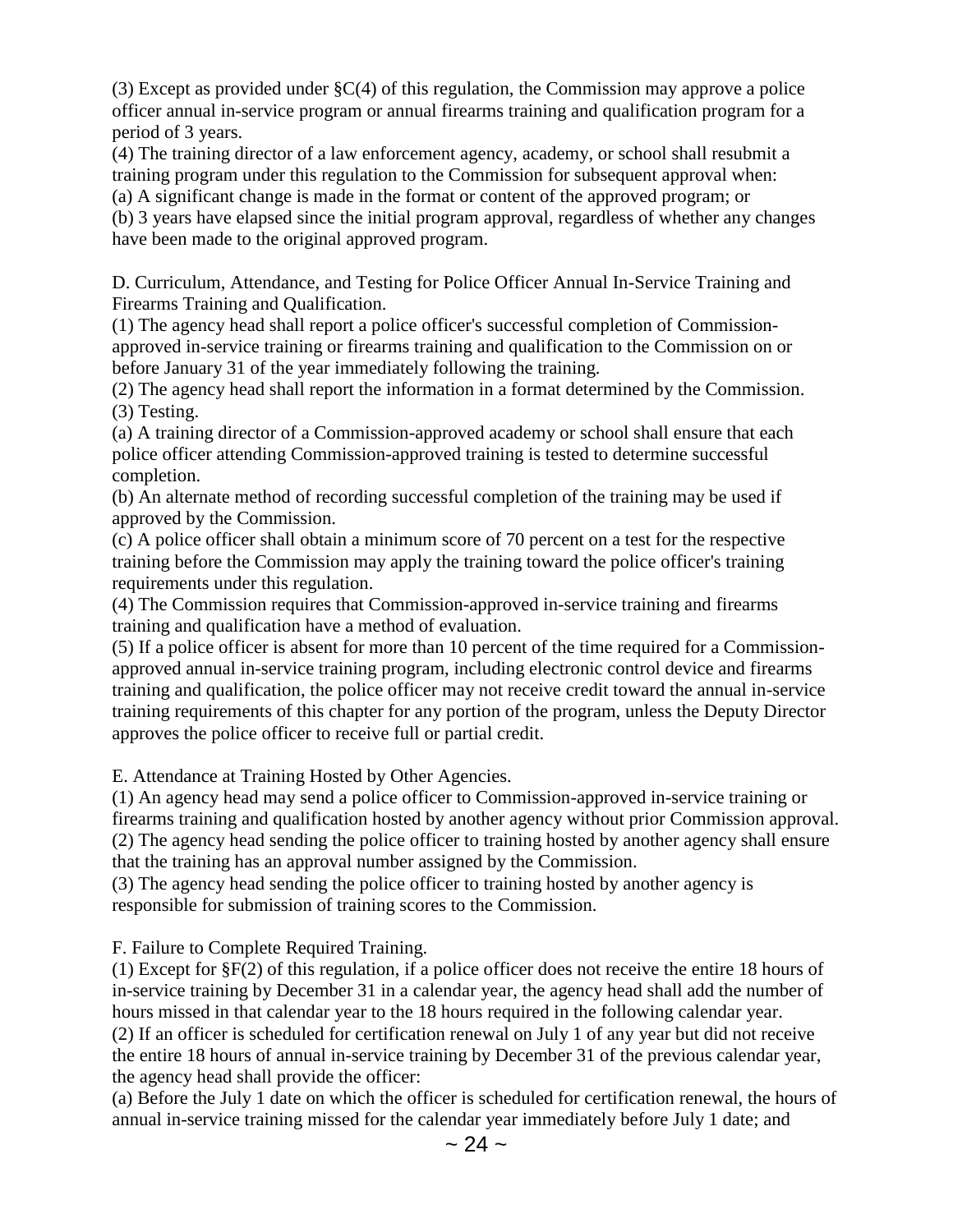(3) Except as provided under §C(4) of this regulation, the Commission may approve a police officer annual in-service program or annual firearms training and qualification program for a period of 3 years.

(4) The training director of a law enforcement agency, academy, or school shall resubmit a training program under this regulation to the Commission for subsequent approval when:

(a) A significant change is made in the format or content of the approved program; or

(b) 3 years have elapsed since the initial program approval, regardless of whether any changes have been made to the original approved program.

D. Curriculum, Attendance, and Testing for Police Officer Annual In-Service Training and Firearms Training and Qualification.

(1) The agency head shall report a police officer's successful completion of Commission-approved in-service training or firearms training and qualification to the Commission on or before January 31 of the year immediately following the training.

(2) The agency head shall report the information in a format determined by the Commission.

(3) Testing.

(a) A training director of a Commission-approved academy or school shall ensure that each police officer attending Commission-approved training is tested to determine successful completion.

(b) An alternate method of recording successful completion of the training may be used if approved by the Commission.

(c) A police officer shall obtain a minimum score of 70 percent on a test for the respective training before the Commission may apply the training toward the police officer's training requirements under this regulation.

(4) The Commission requires that Commission-approved in-service training and firearms training and qualification have a method of evaluation.

(5) If a police officer is absent for more than 10 percent of the time required for a Commission-approved annual in-service training program, including electronic control device and firearms training and qualification, the police officer may not receive credit toward the annual in-service training requirements of this chapter for any portion of the program, unless the Deputy Director approves the police officer to receive full or partial credit.

E. Attendance at Training Hosted by Other Agencies.

(1) An agency head may send a police officer to Commission-approved in-service training or firearms training and qualification hosted by another agency without prior Commission approval.

(2) The agency head sending the police officer to training hosted by another agency shall ensure that the training has an approval number assigned by the Commission.

(3) The agency head sending the police officer to training hosted by another agency is responsible for submission of training scores to the Commission.

F. Failure to Complete Required Training.

(1) Except for §F(2) of this regulation, if a police officer does not receive the entire 18 hours of in-service training by December 31 in a calendar year, the agency head shall add the number of hours missed in that calendar year to the 18 hours required in the following calendar year.

(2) If an officer is scheduled for certification renewal on July 1 of any year but did not receive the entire 18 hours of annual in-service training by December 31 of the previous calendar year, the agency head shall provide the officer:

(a) Before the July 1 date on which the officer is scheduled for certification renewal, the hours of annual in-service training missed for the calendar year immediately before July 1 date; and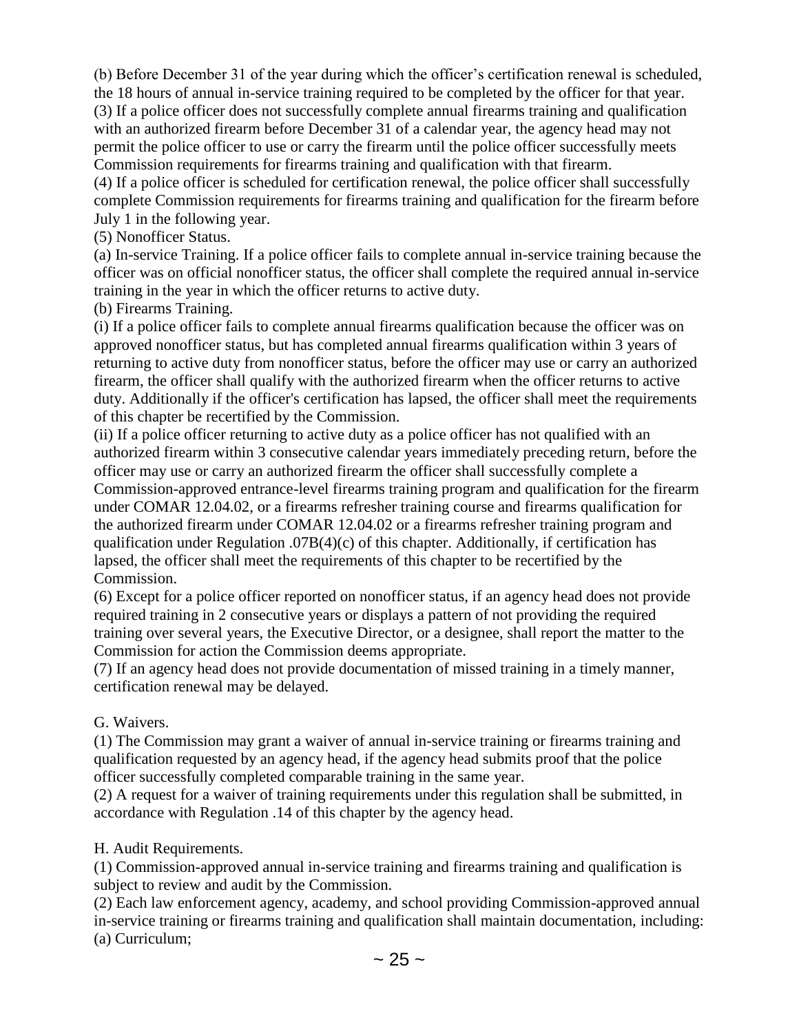(b) Before December 31 of the year during which the officer's certification renewal is scheduled, the 18 hours of annual in-service training required to be completed by the officer for that year.

(3) If a police officer does not successfully complete annual firearms training and qualification with an authorized firearm before December 31 of a calendar year, the agency head may not permit the police officer to use or carry the firearm until the police officer successfully meets Commission requirements for firearms training and qualification with that firearm.

(4) If a police officer is scheduled for certification renewal, the police officer shall successfully complete Commission requirements for firearms training and qualification for the firearm before July 1 in the following year.

(5) Nonofficer Status.

(a) In-service Training. If a police officer fails to complete annual in-service training because the officer was on official nonofficer status, the officer shall complete the required annual in-service training in the year in which the officer returns to active duty.

(b) Firearms Training.

(i) If a police officer fails to complete annual firearms qualification because the officer was on approved nonofficer status, but has completed annual firearms qualification within 3 years of returning to active duty from nonofficer status, before the officer may use or carry an authorized firearm, the officer shall qualify with the authorized firearm when the officer returns to active duty. Additionally if the officer's certification has lapsed, the officer shall meet the requirements of this chapter be recertified by the Commission.

(ii) If a police officer returning to active duty as a police officer has not qualified with an authorized firearm within 3 consecutive calendar years immediately preceding return, before the officer may use or carry an authorized firearm the officer shall successfully complete a Commission-approved entrance-level firearms training program and qualification for the firearm under COMAR 12.04.02, or a firearms refresher training course and firearms qualification for the authorized firearm under COMAR 12.04.02 or a firearms refresher training program and qualification under Regulation .07B(4)(c) of this chapter. Additionally, if certification has lapsed, the officer shall meet the requirements of this chapter to be recertified by the Commission.

(6) Except for a police officer reported on nonofficer status, if an agency head does not provide required training in 2 consecutive years or displays a pattern of not providing the required training over several years, the Executive Director, or a designee, shall report the matter to the Commission for action the Commission deems appropriate.

(7) If an agency head does not provide documentation of missed training in a timely manner, certification renewal may be delayed.

G. Waivers.

(1) The Commission may grant a waiver of annual in-service training or firearms training and qualification requested by an agency head, if the agency head submits proof that the police officer successfully completed comparable training in the same year.

(2) A request for a waiver of training requirements under this regulation shall be submitted, in accordance with Regulation .14 of this chapter by the agency head.

H. Audit Requirements.

(1) Commission-approved annual in-service training and firearms training and qualification is subject to review and audit by the Commission.

(2) Each law enforcement agency, academy, and school providing Commission-approved annual in-service training or firearms training and qualification shall maintain documentation, including:

(a) Curriculum;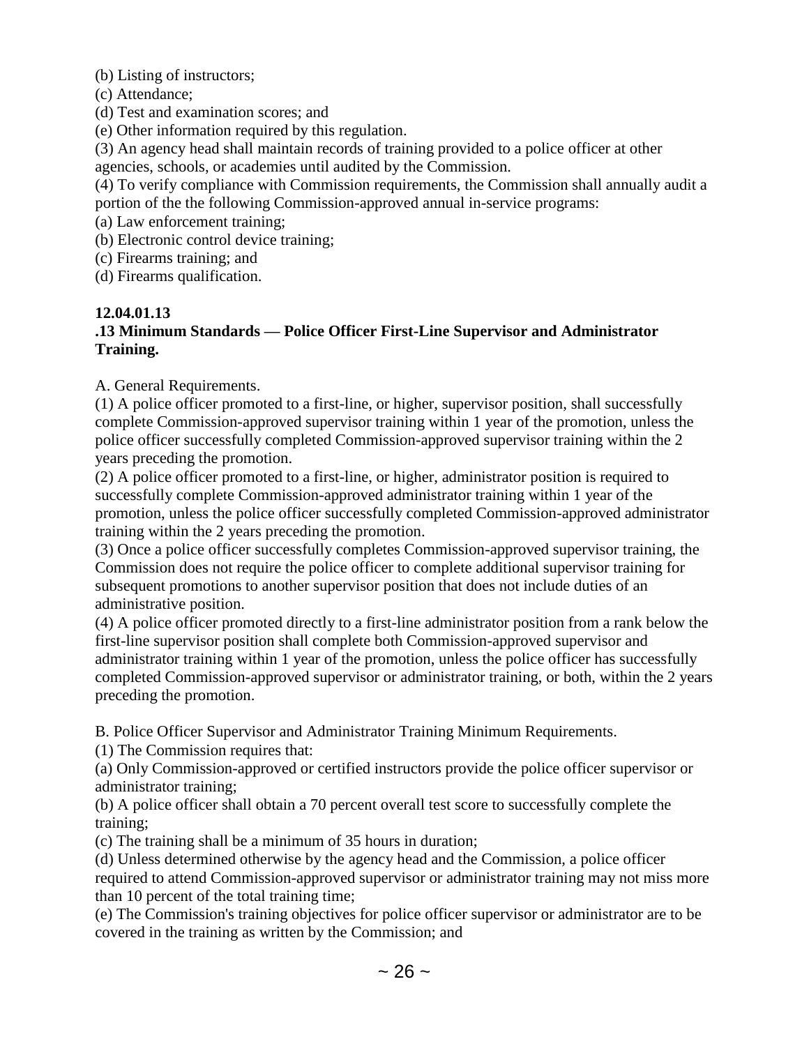(b) Listing of instructors;

(c) Attendance;

(d) Test and examination scores; and

(e) Other information required by this regulation.

(3) An agency head shall maintain records of training provided to a police officer at other agencies, schools, or academies until audited by the Commission.

(4) To verify compliance with Commission requirements, the Commission shall annually audit a portion of the the following Commission-approved annual in-service programs:

(a) Law enforcement training;

(b) Electronic control device training;

(c) Firearms training; and

(d) Firearms qualification.

**12.04.01.13**

**.13 Minimum Standards — Police Officer First-Line Supervisor and Administrator Training.**

A. General Requirements.

(1) A police officer promoted to a first-line, or higher, supervisor position, shall successfully complete Commission-approved supervisor training within 1 year of the promotion, unless the police officer successfully completed Commission-approved supervisor training within the 2 years preceding the promotion.

(2) A police officer promoted to a first-line, or higher, administrator position is required to successfully complete Commission-approved administrator training within 1 year of the promotion, unless the police officer successfully completed Commission-approved administrator training within the 2 years preceding the promotion.

(3) Once a police officer successfully completes Commission-approved supervisor training, the Commission does not require the police officer to complete additional supervisor training for subsequent promotions to another supervisor position that does not include duties of an administrative position.

(4) A police officer promoted directly to a first-line administrator position from a rank below the first-line supervisor position shall complete both Commission-approved supervisor and administrator training within 1 year of the promotion, unless the police officer has successfully completed Commission-approved supervisor or administrator training, or both, within the 2 years preceding the promotion.

B. Police Officer Supervisor and Administrator Training Minimum Requirements.

(1) The Commission requires that:

(a) Only Commission-approved or certified instructors provide the police officer supervisor or administrator training;

(b) A police officer shall obtain a 70 percent overall test score to successfully complete the training;

(c) The training shall be a minimum of 35 hours in duration;

(d) Unless determined otherwise by the agency head and the Commission, a police officer required to attend Commission-approved supervisor or administrator training may not miss more than 10 percent of the total training time;

(e) The Commission's training objectives for police officer supervisor or administrator are to be covered in the training as written by the Commission; and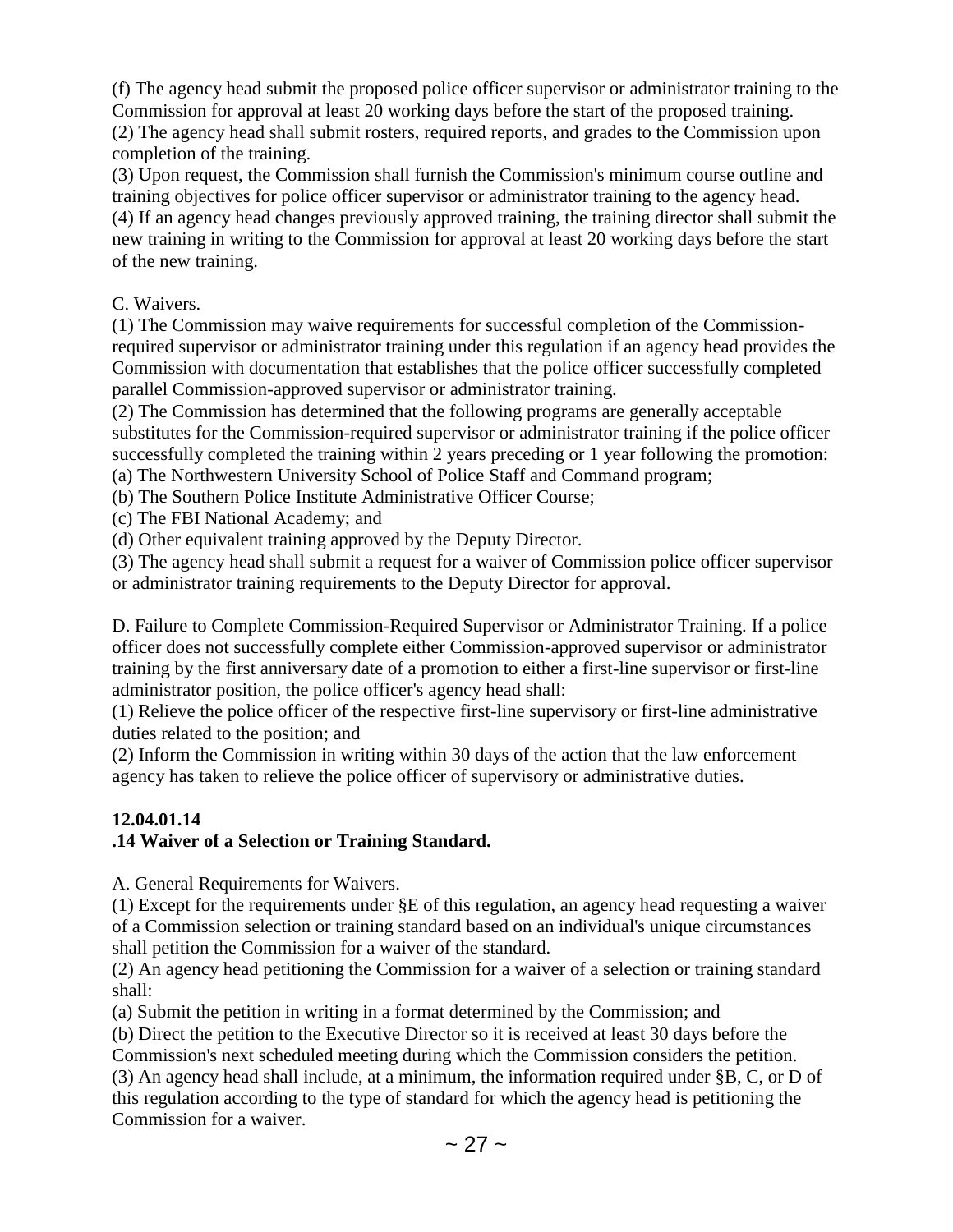(f) The agency head submit the proposed police officer supervisor or administrator training to the Commission for approval at least 20 working days before the start of the proposed training.
(2) The agency head shall submit rosters, required reports, and grades to the Commission upon completion of the training.
(3) Upon request, the Commission shall furnish the Commission's minimum course outline and training objectives for police officer supervisor or administrator training to the agency head.
(4) If an agency head changes previously approved training, the training director shall submit the new training in writing to the Commission for approval at least 20 working days before the start of the new training.

C. Waivers.
(1) The Commission may waive requirements for successful completion of the Commission-required supervisor or administrator training under this regulation if an agency head provides the Commission with documentation that establishes that the police officer successfully completed parallel Commission-approved supervisor or administrator training.
(2) The Commission has determined that the following programs are generally acceptable substitutes for the Commission-required supervisor or administrator training if the police officer successfully completed the training within 2 years preceding or 1 year following the promotion:
(a) The Northwestern University School of Police Staff and Command program;
(b) The Southern Police Institute Administrative Officer Course;
(c) The FBI National Academy; and
(d) Other equivalent training approved by the Deputy Director.
(3) The agency head shall submit a request for a waiver of Commission police officer supervisor or administrator training requirements to the Deputy Director for approval.

D. Failure to Complete Commission-Required Supervisor or Administrator Training. If a police officer does not successfully complete either Commission-approved supervisor or administrator training by the first anniversary date of a promotion to either a first-line supervisor or first-line administrator position, the police officer's agency head shall:
(1) Relieve the police officer of the respective first-line supervisory or first-line administrative duties related to the position; and
(2) Inform the Commission in writing within 30 days of the action that the law enforcement agency has taken to relieve the police officer of supervisory or administrative duties.

**12.04.01.14**
**.14 Waiver of a Selection or Training Standard.**

A. General Requirements for Waivers.
(1) Except for the requirements under §E of this regulation, an agency head requesting a waiver of a Commission selection or training standard based on an individual's unique circumstances shall petition the Commission for a waiver of the standard.
(2) An agency head petitioning the Commission for a waiver of a selection or training standard shall:
(a) Submit the petition in writing in a format determined by the Commission; and
(b) Direct the petition to the Executive Director so it is received at least 30 days before the Commission's next scheduled meeting during which the Commission considers the petition.
(3) An agency head shall include, at a minimum, the information required under §B, C, or D of this regulation according to the type of standard for which the agency head is petitioning the Commission for a waiver.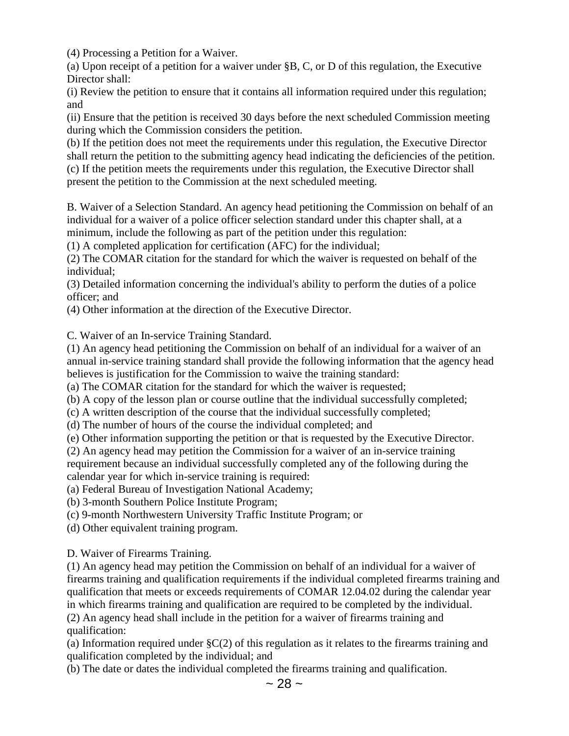(4) Processing a Petition for a Waiver.

(a) Upon receipt of a petition for a waiver under §B, C, or D of this regulation, the Executive Director shall:

(i) Review the petition to ensure that it contains all information required under this regulation; and

(ii) Ensure that the petition is received 30 days before the next scheduled Commission meeting during which the Commission considers the petition.

(b) If the petition does not meet the requirements under this regulation, the Executive Director shall return the petition to the submitting agency head indicating the deficiencies of the petition.

(c) If the petition meets the requirements under this regulation, the Executive Director shall present the petition to the Commission at the next scheduled meeting.

B. Waiver of a Selection Standard. An agency head petitioning the Commission on behalf of an individual for a waiver of a police officer selection standard under this chapter shall, at a minimum, include the following as part of the petition under this regulation:

(1) A completed application for certification (AFC) for the individual;

(2) The COMAR citation for the standard for which the waiver is requested on behalf of the individual;

(3) Detailed information concerning the individual's ability to perform the duties of a police officer; and

(4) Other information at the direction of the Executive Director.

C. Waiver of an In-service Training Standard.

(1) An agency head petitioning the Commission on behalf of an individual for a waiver of an annual in-service training standard shall provide the following information that the agency head believes is justification for the Commission to waive the training standard:

(a) The COMAR citation for the standard for which the waiver is requested;

(b) A copy of the lesson plan or course outline that the individual successfully completed;

(c) A written description of the course that the individual successfully completed;

(d) The number of hours of the course the individual completed; and

(e) Other information supporting the petition or that is requested by the Executive Director.

(2) An agency head may petition the Commission for a waiver of an in-service training requirement because an individual successfully completed any of the following during the calendar year for which in-service training is required:

(a) Federal Bureau of Investigation National Academy;

(b) 3-month Southern Police Institute Program;

(c) 9-month Northwestern University Traffic Institute Program; or

(d) Other equivalent training program.

D. Waiver of Firearms Training.

(1) An agency head may petition the Commission on behalf of an individual for a waiver of firearms training and qualification requirements if the individual completed firearms training and qualification that meets or exceeds requirements of COMAR 12.04.02 during the calendar year in which firearms training and qualification are required to be completed by the individual.

(2) An agency head shall include in the petition for a waiver of firearms training and qualification:

(a) Information required under §C(2) of this regulation as it relates to the firearms training and qualification completed by the individual; and

(b) The date or dates the individual completed the firearms training and qualification.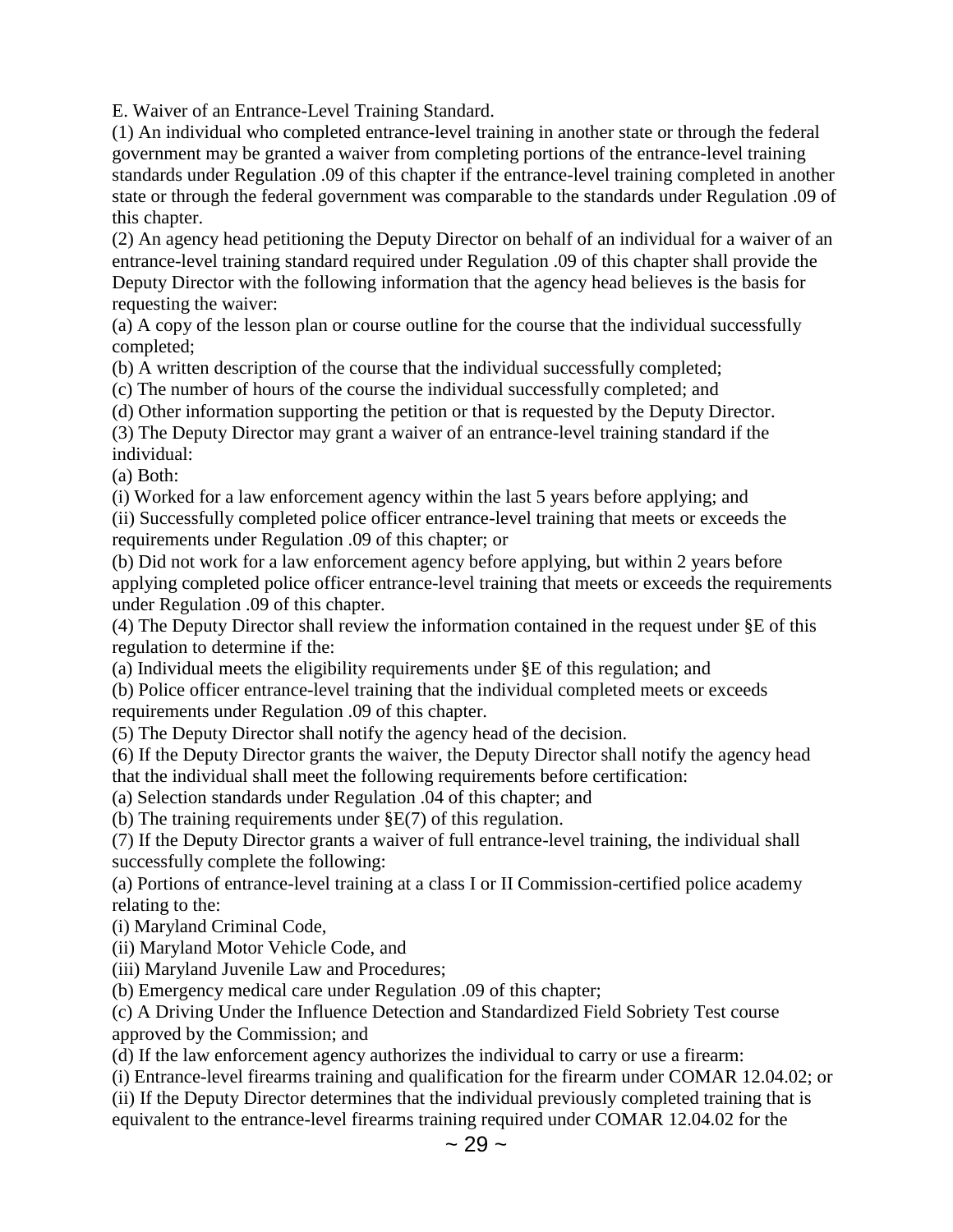E. Waiver of an Entrance-Level Training Standard.

(1) An individual who completed entrance-level training in another state or through the federal government may be granted a waiver from completing portions of the entrance-level training standards under Regulation .09 of this chapter if the entrance-level training completed in another state or through the federal government was comparable to the standards under Regulation .09 of this chapter.

(2) An agency head petitioning the Deputy Director on behalf of an individual for a waiver of an entrance-level training standard required under Regulation .09 of this chapter shall provide the Deputy Director with the following information that the agency head believes is the basis for requesting the waiver:

(a) A copy of the lesson plan or course outline for the course that the individual successfully completed;

(b) A written description of the course that the individual successfully completed;

(c) The number of hours of the course the individual successfully completed; and

(d) Other information supporting the petition or that is requested by the Deputy Director.

(3) The Deputy Director may grant a waiver of an entrance-level training standard if the individual:

(a) Both:

(i) Worked for a law enforcement agency within the last 5 years before applying; and

(ii) Successfully completed police officer entrance-level training that meets or exceeds the requirements under Regulation .09 of this chapter; or

(b) Did not work for a law enforcement agency before applying, but within 2 years before applying completed police officer entrance-level training that meets or exceeds the requirements under Regulation .09 of this chapter.

(4) The Deputy Director shall review the information contained in the request under §E of this regulation to determine if the:

(a) Individual meets the eligibility requirements under §E of this regulation; and

(b) Police officer entrance-level training that the individual completed meets or exceeds requirements under Regulation .09 of this chapter.

(5) The Deputy Director shall notify the agency head of the decision.

(6) If the Deputy Director grants the waiver, the Deputy Director shall notify the agency head that the individual shall meet the following requirements before certification:

(a) Selection standards under Regulation .04 of this chapter; and

(b) The training requirements under §E(7) of this regulation.

(7) If the Deputy Director grants a waiver of full entrance-level training, the individual shall successfully complete the following:

(a) Portions of entrance-level training at a class I or II Commission-certified police academy relating to the:

(i) Maryland Criminal Code,

(ii) Maryland Motor Vehicle Code, and

(iii) Maryland Juvenile Law and Procedures;

(b) Emergency medical care under Regulation .09 of this chapter;

(c) A Driving Under the Influence Detection and Standardized Field Sobriety Test course approved by the Commission; and

(d) If the law enforcement agency authorizes the individual to carry or use a firearm:

(i) Entrance-level firearms training and qualification for the firearm under COMAR 12.04.02; or

(ii) If the Deputy Director determines that the individual previously completed training that is equivalent to the entrance-level firearms training required under COMAR 12.04.02 for the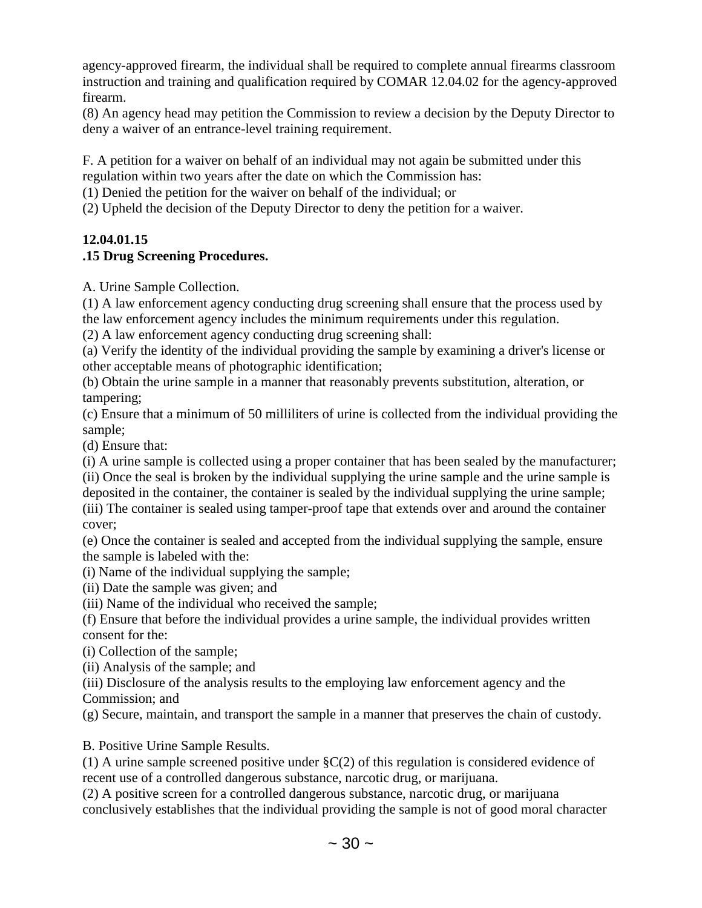agency-approved firearm, the individual shall be required to complete annual firearms classroom instruction and training and qualification required by COMAR 12.04.02 for the agency-approved firearm.

(8) An agency head may petition the Commission to review a decision by the Deputy Director to deny a waiver of an entrance-level training requirement.

F. A petition for a waiver on behalf of an individual may not again be submitted under this regulation within two years after the date on which the Commission has:

(1) Denied the petition for the waiver on behalf of the individual; or

(2) Upheld the decision of the Deputy Director to deny the petition for a waiver.

**12.04.01.15**

**.15 Drug Screening Procedures.**

A. Urine Sample Collection.

(1) A law enforcement agency conducting drug screening shall ensure that the process used by the law enforcement agency includes the minimum requirements under this regulation.

(2) A law enforcement agency conducting drug screening shall:

(a) Verify the identity of the individual providing the sample by examining a driver's license or other acceptable means of photographic identification;

(b) Obtain the urine sample in a manner that reasonably prevents substitution, alteration, or tampering;

(c) Ensure that a minimum of 50 milliliters of urine is collected from the individual providing the sample;

(d) Ensure that:

(i) A urine sample is collected using a proper container that has been sealed by the manufacturer;

(ii) Once the seal is broken by the individual supplying the urine sample and the urine sample is deposited in the container, the container is sealed by the individual supplying the urine sample;

(iii) The container is sealed using tamper-proof tape that extends over and around the container cover;

(e) Once the container is sealed and accepted from the individual supplying the sample, ensure the sample is labeled with the:

(i) Name of the individual supplying the sample;

(ii) Date the sample was given; and

(iii) Name of the individual who received the sample;

(f) Ensure that before the individual provides a urine sample, the individual provides written consent for the:

(i) Collection of the sample;

(ii) Analysis of the sample; and

(iii) Disclosure of the analysis results to the employing law enforcement agency and the Commission; and

(g) Secure, maintain, and transport the sample in a manner that preserves the chain of custody.

B. Positive Urine Sample Results.

(1) A urine sample screened positive under §C(2) of this regulation is considered evidence of recent use of a controlled dangerous substance, narcotic drug, or marijuana.

(2) A positive screen for a controlled dangerous substance, narcotic drug, or marijuana conclusively establishes that the individual providing the sample is not of good moral character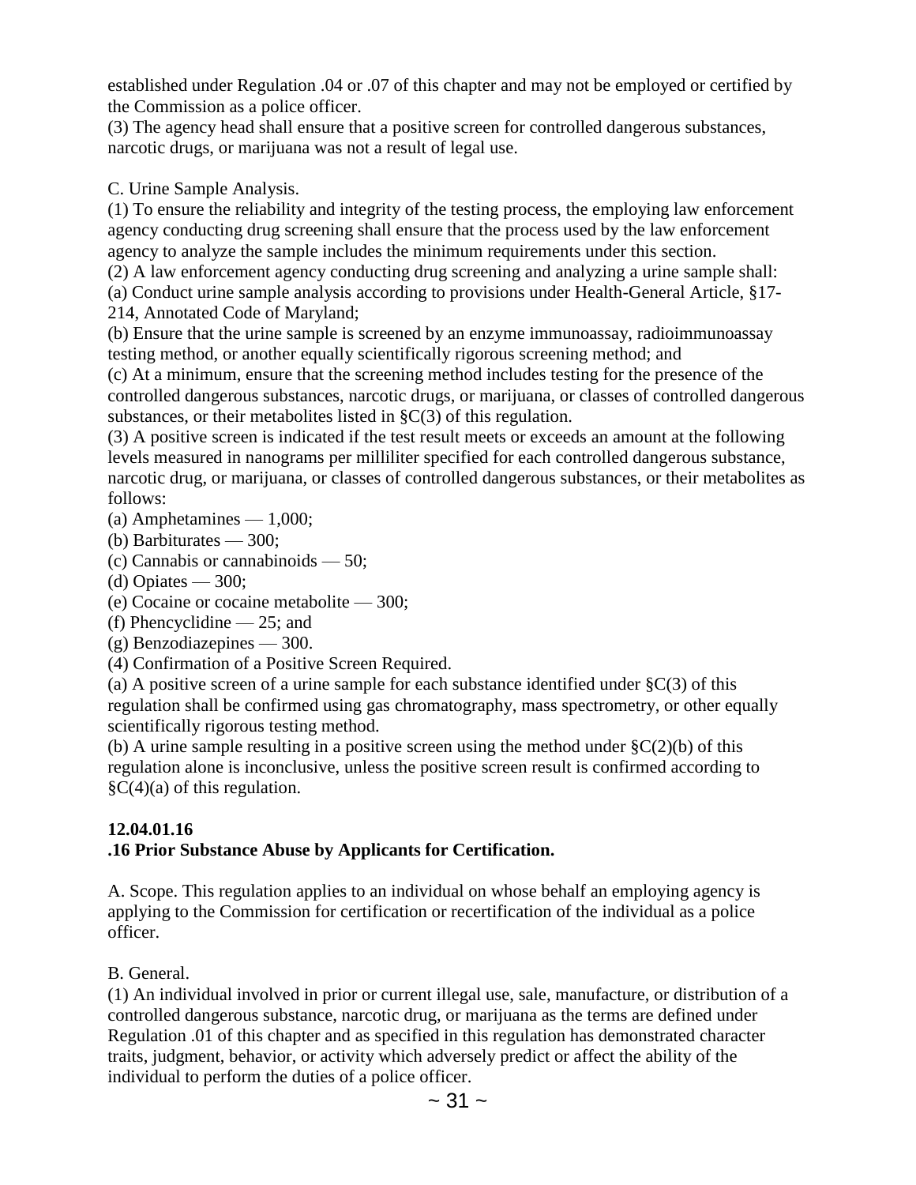established under Regulation .04 or .07 of this chapter and may not be employed or certified by the Commission as a police officer.

(3) The agency head shall ensure that a positive screen for controlled dangerous substances, narcotic drugs, or marijuana was not a result of legal use.

C. Urine Sample Analysis.

(1) To ensure the reliability and integrity of the testing process, the employing law enforcement agency conducting drug screening shall ensure that the process used by the law enforcement agency to analyze the sample includes the minimum requirements under this section.

(2) A law enforcement agency conducting drug screening and analyzing a urine sample shall:

(a) Conduct urine sample analysis according to provisions under Health-General Article, §17-214, Annotated Code of Maryland;

(b) Ensure that the urine sample is screened by an enzyme immunoassay, radioimmunoassay testing method, or another equally scientifically rigorous screening method; and

(c) At a minimum, ensure that the screening method includes testing for the presence of the controlled dangerous substances, narcotic drugs, or marijuana, or classes of controlled dangerous substances, or their metabolites listed in §C(3) of this regulation.

(3) A positive screen is indicated if the test result meets or exceeds an amount at the following levels measured in nanograms per milliliter specified for each controlled dangerous substance, narcotic drug, or marijuana, or classes of controlled dangerous substances, or their metabolites as follows:

(a) Amphetamines — 1,000;

(b) Barbiturates — 300;

(c) Cannabis or cannabinoids — 50;

(d) Opiates — 300;

(e) Cocaine or cocaine metabolite — 300;

(f) Phencyclidine — 25; and

(g) Benzodiazepines — 300.

(4) Confirmation of a Positive Screen Required.

(a) A positive screen of a urine sample for each substance identified under §C(3) of this regulation shall be confirmed using gas chromatography, mass spectrometry, or other equally scientifically rigorous testing method.

(b) A urine sample resulting in a positive screen using the method under §C(2)(b) of this regulation alone is inconclusive, unless the positive screen result is confirmed according to §C(4)(a) of this regulation.

**12.04.01.16**

**.16 Prior Substance Abuse by Applicants for Certification.**

A. Scope. This regulation applies to an individual on whose behalf an employing agency is applying to the Commission for certification or recertification of the individual as a police officer.

B. General.

(1) An individual involved in prior or current illegal use, sale, manufacture, or distribution of a controlled dangerous substance, narcotic drug, or marijuana as the terms are defined under Regulation .01 of this chapter and as specified in this regulation has demonstrated character traits, judgment, behavior, or activity which adversely predict or affect the ability of the individual to perform the duties of a police officer.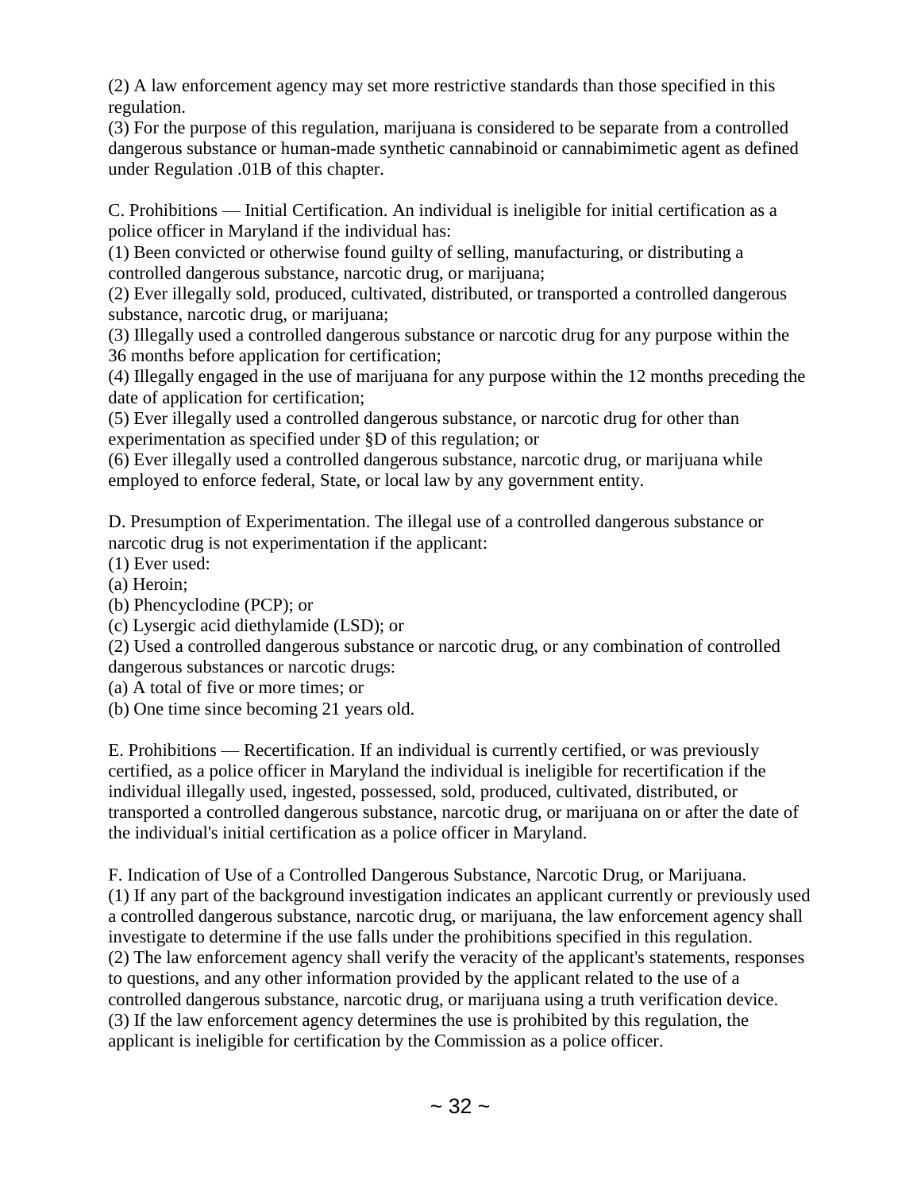(2) A law enforcement agency may set more restrictive standards than those specified in this regulation.
(3) For the purpose of this regulation, marijuana is considered to be separate from a controlled dangerous substance or human-made synthetic cannabinoid or cannabimimetic agent as defined under Regulation .01B of this chapter.

C. Prohibitions — Initial Certification. An individual is ineligible for initial certification as a police officer in Maryland if the individual has:
(1) Been convicted or otherwise found guilty of selling, manufacturing, or distributing a controlled dangerous substance, narcotic drug, or marijuana;
(2) Ever illegally sold, produced, cultivated, distributed, or transported a controlled dangerous substance, narcotic drug, or marijuana;
(3) Illegally used a controlled dangerous substance or narcotic drug for any purpose within the 36 months before application for certification;
(4) Illegally engaged in the use of marijuana for any purpose within the 12 months preceding the date of application for certification;
(5) Ever illegally used a controlled dangerous substance, or narcotic drug for other than experimentation as specified under §D of this regulation; or
(6) Ever illegally used a controlled dangerous substance, narcotic drug, or marijuana while employed to enforce federal, State, or local law by any government entity.

D. Presumption of Experimentation. The illegal use of a controlled dangerous substance or narcotic drug is not experimentation if the applicant:
(1) Ever used:
(a) Heroin;
(b) Phencyclodine (PCP); or
(c) Lysergic acid diethylamide (LSD); or
(2) Used a controlled dangerous substance or narcotic drug, or any combination of controlled dangerous substances or narcotic drugs:
(a) A total of five or more times; or
(b) One time since becoming 21 years old.

E. Prohibitions — Recertification. If an individual is currently certified, or was previously certified, as a police officer in Maryland the individual is ineligible for recertification if the individual illegally used, ingested, possessed, sold, produced, cultivated, distributed, or transported a controlled dangerous substance, narcotic drug, or marijuana on or after the date of the individual's initial certification as a police officer in Maryland.

F. Indication of Use of a Controlled Dangerous Substance, Narcotic Drug, or Marijuana.
(1) If any part of the background investigation indicates an applicant currently or previously used a controlled dangerous substance, narcotic drug, or marijuana, the law enforcement agency shall investigate to determine if the use falls under the prohibitions specified in this regulation.
(2) The law enforcement agency shall verify the veracity of the applicant's statements, responses to questions, and any other information provided by the applicant related to the use of a controlled dangerous substance, narcotic drug, or marijuana using a truth verification device.
(3) If the law enforcement agency determines the use is prohibited by this regulation, the applicant is ineligible for certification by the Commission as a police officer.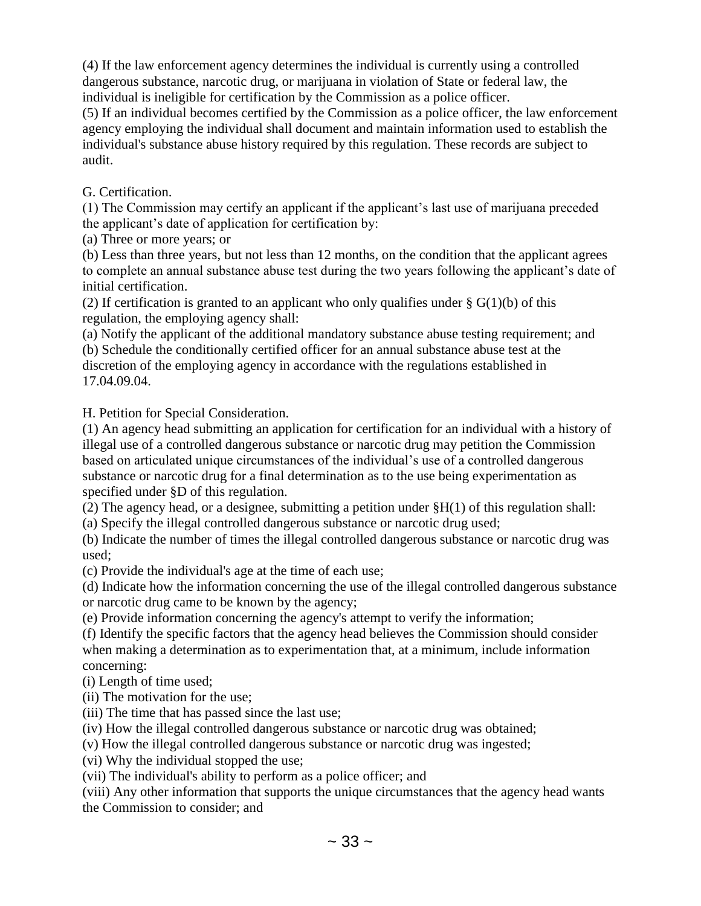(4) If the law enforcement agency determines the individual is currently using a controlled dangerous substance, narcotic drug, or marijuana in violation of State or federal law, the individual is ineligible for certification by the Commission as a police officer.

(5) If an individual becomes certified by the Commission as a police officer, the law enforcement agency employing the individual shall document and maintain information used to establish the individual's substance abuse history required by this regulation. These records are subject to audit.

G. Certification.

(1) The Commission may certify an applicant if the applicant's last use of marijuana preceded the applicant's date of application for certification by:

(a) Three or more years; or

(b) Less than three years, but not less than 12 months, on the condition that the applicant agrees to complete an annual substance abuse test during the two years following the applicant's date of initial certification.

(2) If certification is granted to an applicant who only qualifies under § G(1)(b) of this regulation, the employing agency shall:

(a) Notify the applicant of the additional mandatory substance abuse testing requirement; and

(b) Schedule the conditionally certified officer for an annual substance abuse test at the discretion of the employing agency in accordance with the regulations established in 17.04.09.04.

H. Petition for Special Consideration.

(1) An agency head submitting an application for certification for an individual with a history of illegal use of a controlled dangerous substance or narcotic drug may petition the Commission based on articulated unique circumstances of the individual's use of a controlled dangerous substance or narcotic drug for a final determination as to the use being experimentation as specified under §D of this regulation.

(2) The agency head, or a designee, submitting a petition under §H(1) of this regulation shall:

(a) Specify the illegal controlled dangerous substance or narcotic drug used;

(b) Indicate the number of times the illegal controlled dangerous substance or narcotic drug was used;

(c) Provide the individual's age at the time of each use;

(d) Indicate how the information concerning the use of the illegal controlled dangerous substance or narcotic drug came to be known by the agency;

(e) Provide information concerning the agency's attempt to verify the information;

(f) Identify the specific factors that the agency head believes the Commission should consider when making a determination as to experimentation that, at a minimum, include information concerning:

(i) Length of time used;

(ii) The motivation for the use;

(iii) The time that has passed since the last use;

(iv) How the illegal controlled dangerous substance or narcotic drug was obtained;

(v) How the illegal controlled dangerous substance or narcotic drug was ingested;

(vi) Why the individual stopped the use;

(vii) The individual's ability to perform as a police officer; and

(viii) Any other information that supports the unique circumstances that the agency head wants the Commission to consider; and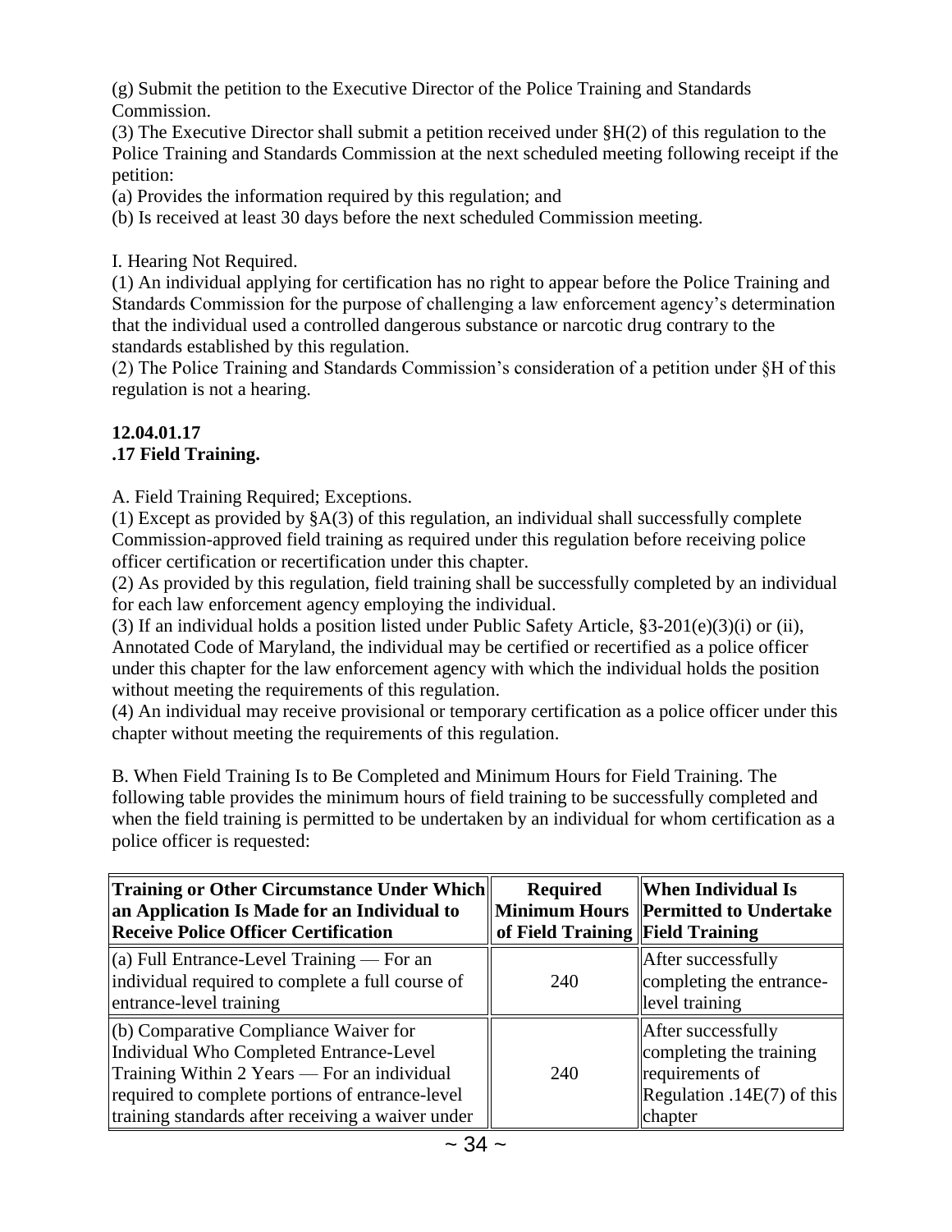(g) Submit the petition to the Executive Director of the Police Training and Standards Commission.

(3) The Executive Director shall submit a petition received under §H(2) of this regulation to the Police Training and Standards Commission at the next scheduled meeting following receipt if the petition:

(a) Provides the information required by this regulation; and

(b) Is received at least 30 days before the next scheduled Commission meeting.

I. Hearing Not Required.

(1) An individual applying for certification has no right to appear before the Police Training and Standards Commission for the purpose of challenging a law enforcement agency's determination that the individual used a controlled dangerous substance or narcotic drug contrary to the standards established by this regulation.

(2) The Police Training and Standards Commission's consideration of a petition under §H of this regulation is not a hearing.

**12.04.01.17**
**.17 Field Training.**

A. Field Training Required; Exceptions.

(1) Except as provided by §A(3) of this regulation, an individual shall successfully complete Commission-approved field training as required under this regulation before receiving police officer certification or recertification under this chapter.

(2) As provided by this regulation, field training shall be successfully completed by an individual for each law enforcement agency employing the individual.

(3) If an individual holds a position listed under Public Safety Article, §3-201(e)(3)(i) or (ii), Annotated Code of Maryland, the individual may be certified or recertified as a police officer under this chapter for the law enforcement agency with which the individual holds the position without meeting the requirements of this regulation.

(4) An individual may receive provisional or temporary certification as a police officer under this chapter without meeting the requirements of this regulation.

B. When Field Training Is to Be Completed and Minimum Hours for Field Training. The following table provides the minimum hours of field training to be successfully completed and when the field training is permitted to be undertaken by an individual for whom certification as a police officer is requested:

| Training or Other Circumstance Under Which an Application Is Made for an Individual to Receive Police Officer Certification | Required Minimum Hours of Field Training | When Individual Is Permitted to Undertake Field Training |
|---|---|---|
| (a) Full Entrance-Level Training — For an individual required to complete a full course of entrance-level training | 240 | After successfully completing the entrance-level training |
| (b) Comparative Compliance Waiver for Individual Who Completed Entrance-Level Training Within 2 Years — For an individual required to complete portions of entrance-level training standards after receiving a waiver under | 240 | After successfully completing the training requirements of Regulation .14E(7) of this chapter |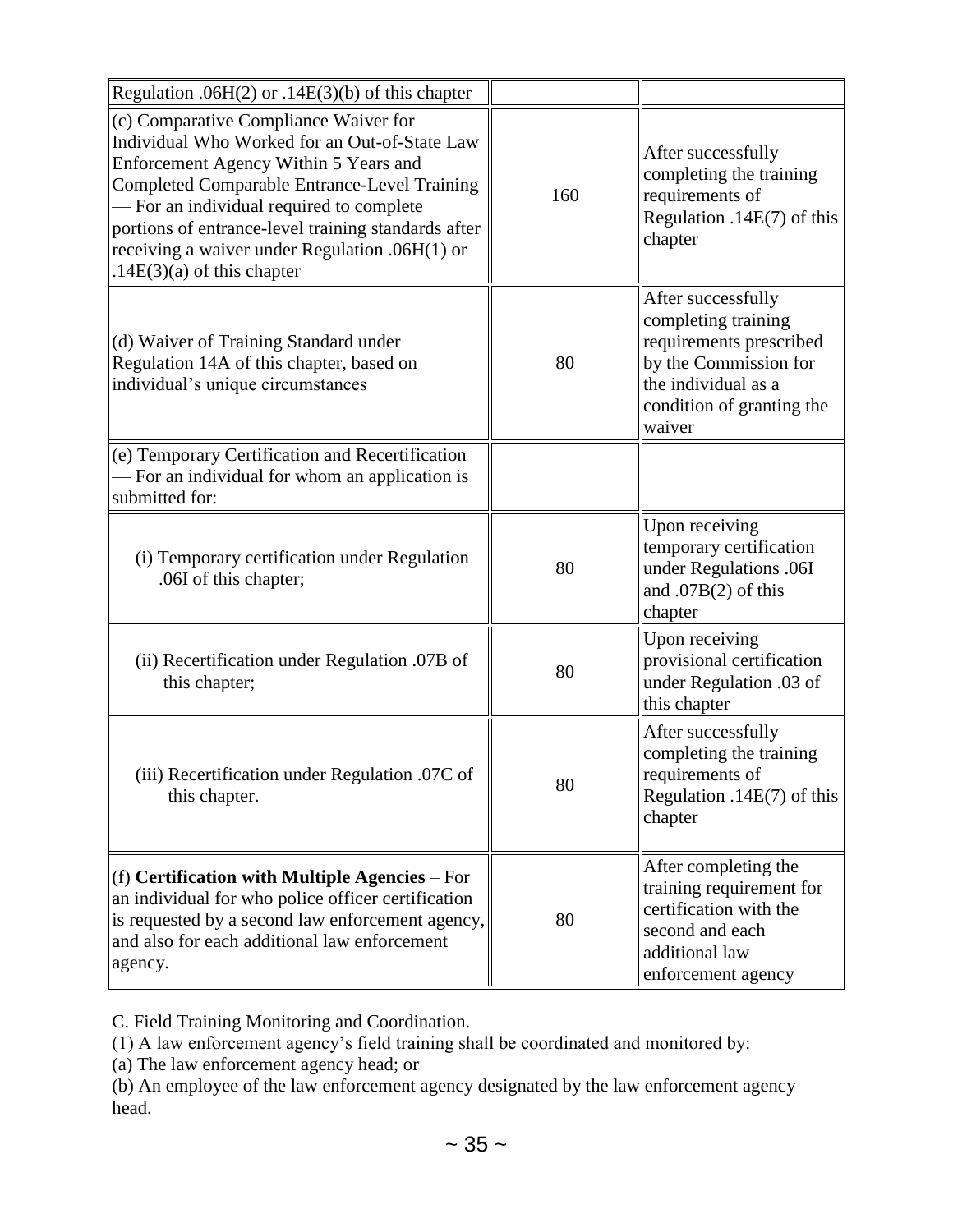| | | |
|---|---|---|
| Regulation .06H(2) or .14E(3)(b) of this chapter | | |
| (c) Comparative Compliance Waiver for Individual Who Worked for an Out-of-State Law Enforcement Agency Within 5 Years and Completed Comparable Entrance-Level Training — For an individual required to complete portions of entrance-level training standards after receiving a waiver under Regulation .06H(1) or .14E(3)(a) of this chapter | 160 | After successfully completing the training requirements of Regulation .14E(7) of this chapter |
| (d) Waiver of Training Standard under Regulation 14A of this chapter, based on individual's unique circumstances | 80 | After successfully completing training requirements prescribed by the Commission for the individual as a condition of granting the waiver |
| (e) Temporary Certification and Recertification — For an individual for whom an application is submitted for: | | |
| (i) Temporary certification under Regulation .06I of this chapter; | 80 | Upon receiving temporary certification under Regulations .06I and .07B(2) of this chapter |
| (ii) Recertification under Regulation .07B of this chapter; | 80 | Upon receiving provisional certification under Regulation .03 of this chapter |
| (iii) Recertification under Regulation .07C of this chapter. | 80 | After successfully completing the training requirements of Regulation .14E(7) of this chapter |
| (f) **Certification with Multiple Agencies** – For an individual for who police officer certification is requested by a second law enforcement agency, and also for each additional law enforcement agency. | 80 | After completing the training requirement for certification with the second and each additional law enforcement agency |

C. Field Training Monitoring and Coordination.

(1) A law enforcement agency's field training shall be coordinated and monitored by:

(a) The law enforcement agency head; or

(b) An employee of the law enforcement agency designated by the law enforcement agency head.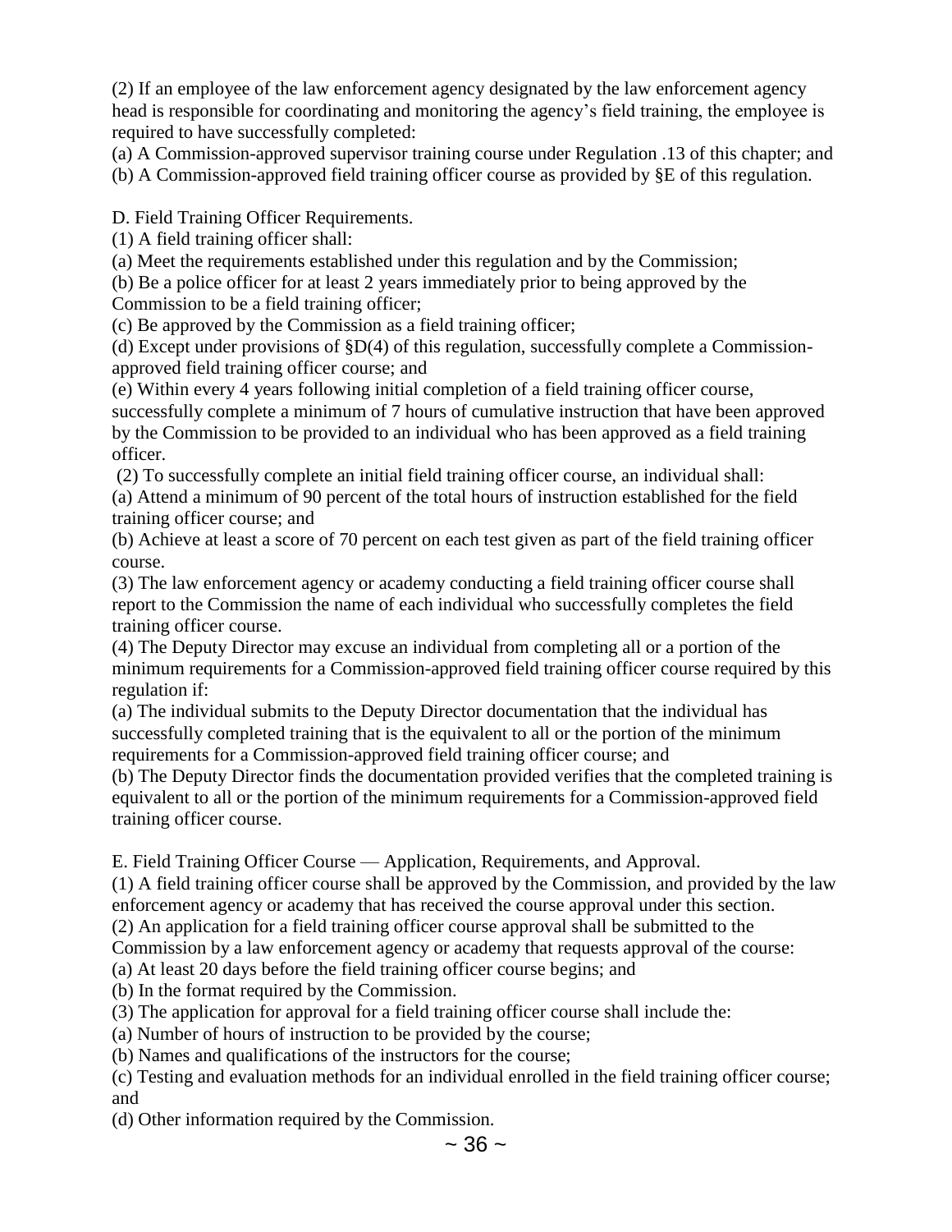(2) If an employee of the law enforcement agency designated by the law enforcement agency head is responsible for coordinating and monitoring the agency's field training, the employee is required to have successfully completed:

(a) A Commission-approved supervisor training course under Regulation .13 of this chapter; and

(b) A Commission-approved field training officer course as provided by §E of this regulation.

D. Field Training Officer Requirements.

(1) A field training officer shall:

(a) Meet the requirements established under this regulation and by the Commission;

(b) Be a police officer for at least 2 years immediately prior to being approved by the Commission to be a field training officer;

(c) Be approved by the Commission as a field training officer;

(d) Except under provisions of §D(4) of this regulation, successfully complete a Commission-approved field training officer course; and

(e) Within every 4 years following initial completion of a field training officer course, successfully complete a minimum of 7 hours of cumulative instruction that have been approved by the Commission to be provided to an individual who has been approved as a field training officer.

(2) To successfully complete an initial field training officer course, an individual shall:

(a) Attend a minimum of 90 percent of the total hours of instruction established for the field training officer course; and

(b) Achieve at least a score of 70 percent on each test given as part of the field training officer course.

(3) The law enforcement agency or academy conducting a field training officer course shall report to the Commission the name of each individual who successfully completes the field training officer course.

(4) The Deputy Director may excuse an individual from completing all or a portion of the minimum requirements for a Commission-approved field training officer course required by this regulation if:

(a) The individual submits to the Deputy Director documentation that the individual has successfully completed training that is the equivalent to all or the portion of the minimum requirements for a Commission-approved field training officer course; and

(b) The Deputy Director finds the documentation provided verifies that the completed training is equivalent to all or the portion of the minimum requirements for a Commission-approved field training officer course.

E. Field Training Officer Course — Application, Requirements, and Approval.

(1) A field training officer course shall be approved by the Commission, and provided by the law enforcement agency or academy that has received the course approval under this section.

(2) An application for a field training officer course approval shall be submitted to the Commission by a law enforcement agency or academy that requests approval of the course:

(a) At least 20 days before the field training officer course begins; and

(b) In the format required by the Commission.

(3) The application for approval for a field training officer course shall include the:

(a) Number of hours of instruction to be provided by the course;

(b) Names and qualifications of the instructors for the course;

(c) Testing and evaluation methods for an individual enrolled in the field training officer course; and

(d) Other information required by the Commission.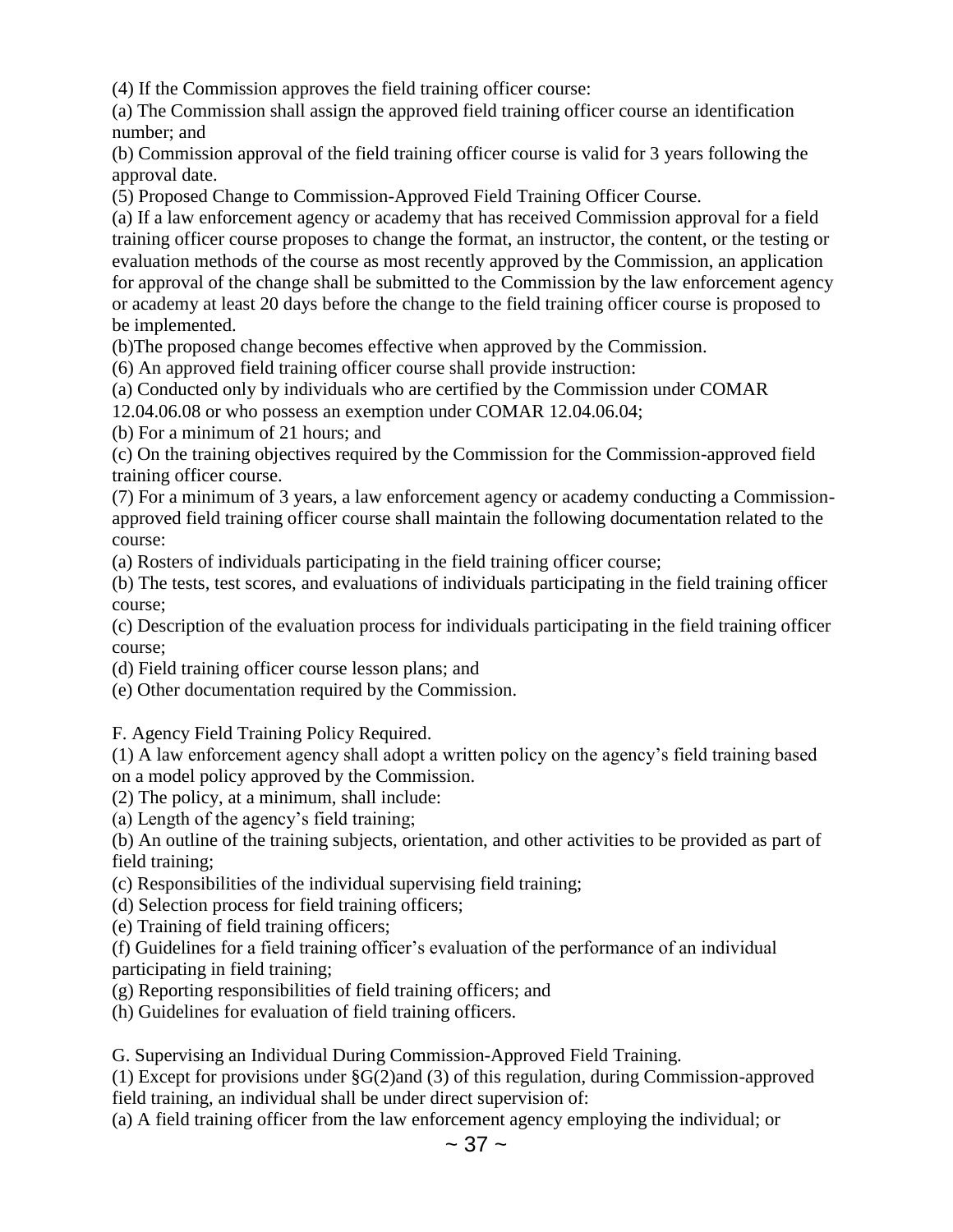(4) If the Commission approves the field training officer course:

(a) The Commission shall assign the approved field training officer course an identification number; and

(b) Commission approval of the field training officer course is valid for 3 years following the approval date.

(5) Proposed Change to Commission-Approved Field Training Officer Course.

(a) If a law enforcement agency or academy that has received Commission approval for a field training officer course proposes to change the format, an instructor, the content, or the testing or evaluation methods of the course as most recently approved by the Commission, an application for approval of the change shall be submitted to the Commission by the law enforcement agency or academy at least 20 days before the change to the field training officer course is proposed to be implemented.

(b)The proposed change becomes effective when approved by the Commission.

(6) An approved field training officer course shall provide instruction:

(a) Conducted only by individuals who are certified by the Commission under COMAR 12.04.06.08 or who possess an exemption under COMAR 12.04.06.04;

(b) For a minimum of 21 hours; and

(c) On the training objectives required by the Commission for the Commission-approved field training officer course.

(7) For a minimum of 3 years, a law enforcement agency or academy conducting a Commission-approved field training officer course shall maintain the following documentation related to the course:

(a) Rosters of individuals participating in the field training officer course;

(b) The tests, test scores, and evaluations of individuals participating in the field training officer course;

(c) Description of the evaluation process for individuals participating in the field training officer course;

(d) Field training officer course lesson plans; and

(e) Other documentation required by the Commission.

F. Agency Field Training Policy Required.

(1) A law enforcement agency shall adopt a written policy on the agency's field training based on a model policy approved by the Commission.

(2) The policy, at a minimum, shall include:

(a) Length of the agency's field training;

(b) An outline of the training subjects, orientation, and other activities to be provided as part of field training;

(c) Responsibilities of the individual supervising field training;

(d) Selection process for field training officers;

(e) Training of field training officers;

(f) Guidelines for a field training officer's evaluation of the performance of an individual participating in field training;

(g) Reporting responsibilities of field training officers; and

(h) Guidelines for evaluation of field training officers.

G. Supervising an Individual During Commission-Approved Field Training.

(1) Except for provisions under §G(2)and (3) of this regulation, during Commission-approved field training, an individual shall be under direct supervision of:

(a) A field training officer from the law enforcement agency employing the individual; or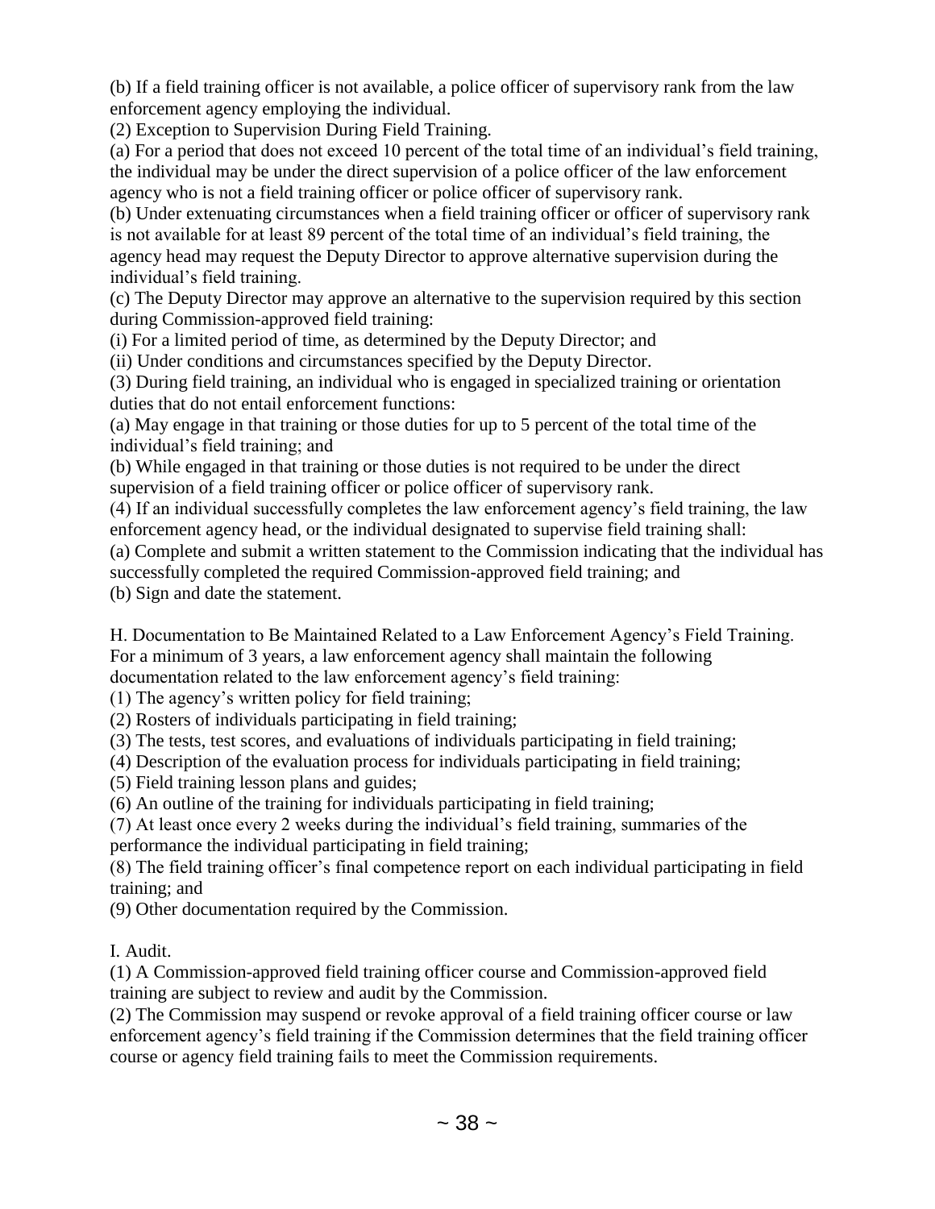(b) If a field training officer is not available, a police officer of supervisory rank from the law enforcement agency employing the individual.

(2) Exception to Supervision During Field Training.

(a) For a period that does not exceed 10 percent of the total time of an individual's field training, the individual may be under the direct supervision of a police officer of the law enforcement agency who is not a field training officer or police officer of supervisory rank.

(b) Under extenuating circumstances when a field training officer or officer of supervisory rank is not available for at least 89 percent of the total time of an individual's field training, the agency head may request the Deputy Director to approve alternative supervision during the individual's field training.

(c) The Deputy Director may approve an alternative to the supervision required by this section during Commission-approved field training:

(i) For a limited period of time, as determined by the Deputy Director; and

(ii) Under conditions and circumstances specified by the Deputy Director.

(3) During field training, an individual who is engaged in specialized training or orientation duties that do not entail enforcement functions:

(a) May engage in that training or those duties for up to 5 percent of the total time of the individual's field training; and

(b) While engaged in that training or those duties is not required to be under the direct supervision of a field training officer or police officer of supervisory rank.

(4) If an individual successfully completes the law enforcement agency's field training, the law enforcement agency head, or the individual designated to supervise field training shall:

(a) Complete and submit a written statement to the Commission indicating that the individual has successfully completed the required Commission-approved field training; and

(b) Sign and date the statement.

H. Documentation to Be Maintained Related to a Law Enforcement Agency's Field Training.
For a minimum of 3 years, a law enforcement agency shall maintain the following documentation related to the law enforcement agency's field training:

(1) The agency's written policy for field training;

(2) Rosters of individuals participating in field training;

(3) The tests, test scores, and evaluations of individuals participating in field training;

(4) Description of the evaluation process for individuals participating in field training;

(5) Field training lesson plans and guides;

(6) An outline of the training for individuals participating in field training;

(7) At least once every 2 weeks during the individual's field training, summaries of the performance the individual participating in field training;

(8) The field training officer's final competence report on each individual participating in field training; and

(9) Other documentation required by the Commission.

I. Audit.

(1) A Commission-approved field training officer course and Commission-approved field training are subject to review and audit by the Commission.

(2) The Commission may suspend or revoke approval of a field training officer course or law enforcement agency's field training if the Commission determines that the field training officer course or agency field training fails to meet the Commission requirements.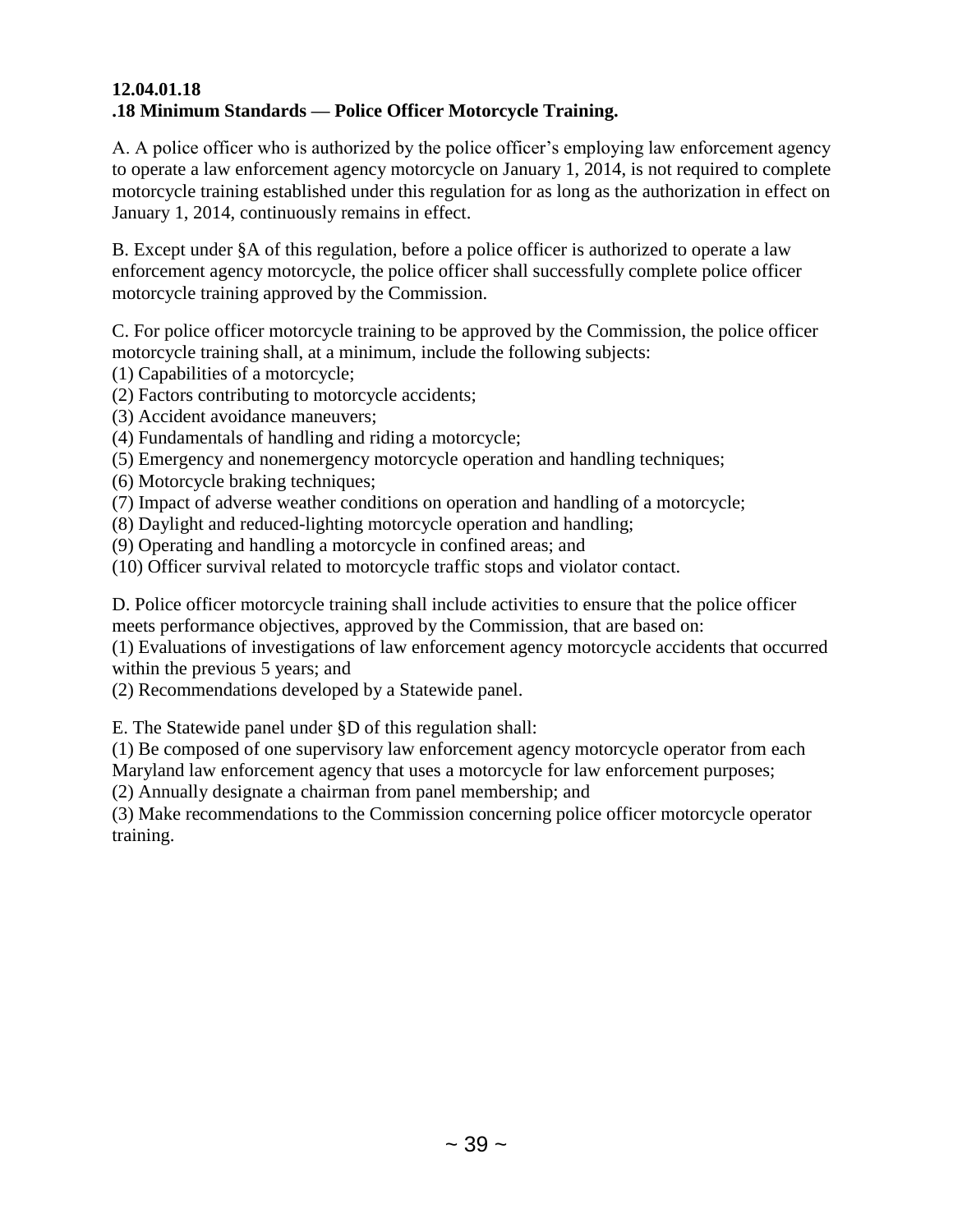**12.04.01.18**
**.18 Minimum Standards — Police Officer Motorcycle Training.**

A. A police officer who is authorized by the police officer's employing law enforcement agency to operate a law enforcement agency motorcycle on January 1, 2014, is not required to complete motorcycle training established under this regulation for as long as the authorization in effect on January 1, 2014, continuously remains in effect.

B. Except under §A of this regulation, before a police officer is authorized to operate a law enforcement agency motorcycle, the police officer shall successfully complete police officer motorcycle training approved by the Commission.

C. For police officer motorcycle training to be approved by the Commission, the police officer motorcycle training shall, at a minimum, include the following subjects:
(1) Capabilities of a motorcycle;
(2) Factors contributing to motorcycle accidents;
(3) Accident avoidance maneuvers;
(4) Fundamentals of handling and riding a motorcycle;
(5) Emergency and nonemergency motorcycle operation and handling techniques;
(6) Motorcycle braking techniques;
(7) Impact of adverse weather conditions on operation and handling of a motorcycle;
(8) Daylight and reduced-lighting motorcycle operation and handling;
(9) Operating and handling a motorcycle in confined areas; and
(10) Officer survival related to motorcycle traffic stops and violator contact.

D. Police officer motorcycle training shall include activities to ensure that the police officer meets performance objectives, approved by the Commission, that are based on:
(1) Evaluations of investigations of law enforcement agency motorcycle accidents that occurred within the previous 5 years; and
(2) Recommendations developed by a Statewide panel.

E. The Statewide panel under §D of this regulation shall:
(1) Be composed of one supervisory law enforcement agency motorcycle operator from each Maryland law enforcement agency that uses a motorcycle for law enforcement purposes;
(2) Annually designate a chairman from panel membership; and
(3) Make recommendations to the Commission concerning police officer motorcycle operator training.